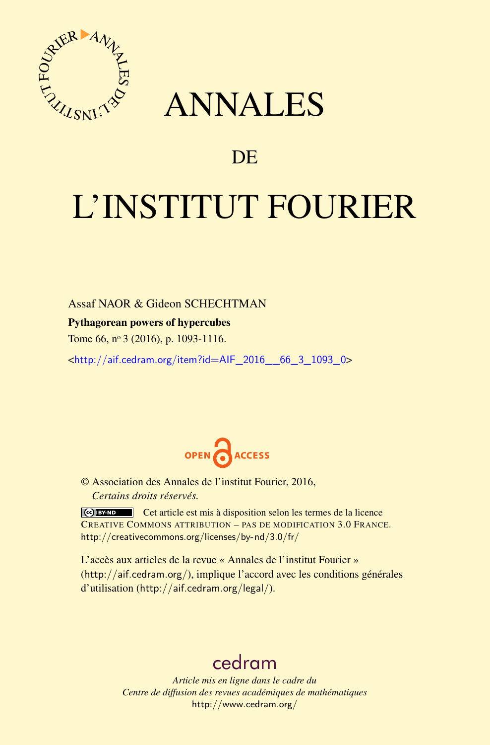# ANNALES

## DE

# L'INSTITUT FOURIER

Assaf NAOR & Gideon SCHECHTMAN

**Pythagorean powers of hypercubes**

Tome 66, nº 3 (2016), p. 1093-1116.

<http://aif.cedram.org/item?id=AIF_2016__66_3_1093_0>

© Association des Annales de l'institut Fourier, 2016,
*Certains droits réservés.*

Cet article est mis à disposition selon les termes de la licence
CREATIVE COMMONS ATTRIBUTION – PAS DE MODIFICATION 3.0 FRANCE.
http://creativecommons.org/licenses/by-nd/3.0/fr/

L'accès aux articles de la revue « Annales de l'institut Fourier » (http://aif.cedram.org/), implique l'accord avec les conditions générales d'utilisation (http://aif.cedram.org/legal/).

cedram

*Article mis en ligne dans le cadre du*
*Centre de diffusion des revues académiques de mathématiques*
http://www.cedram.org/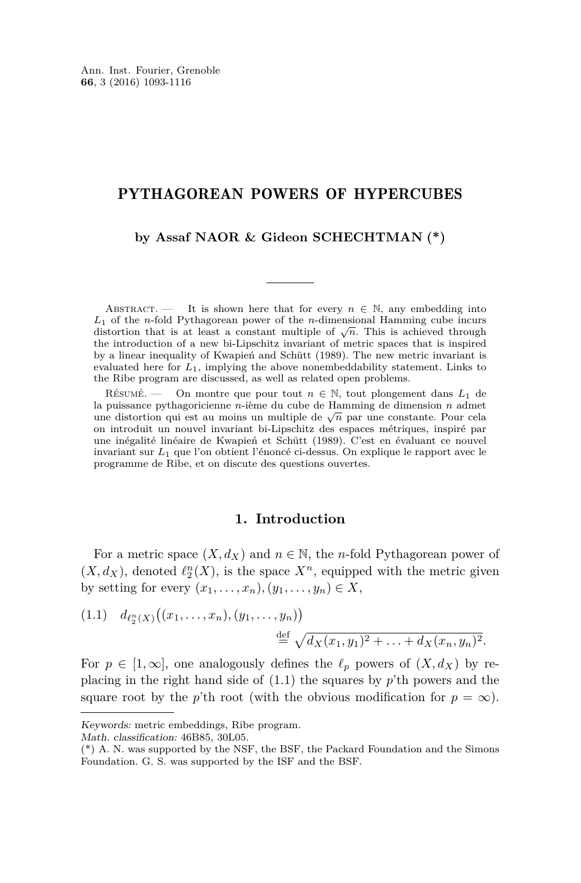# PYTHAGOREAN POWERS OF HYPERCUBES

**by Assaf NAOR & Gideon SCHECHTMAN (*)**

Abstract. — It is shown here that for every $n \in \mathbb{N}$, any embedding into $L_1$ of the $n$-fold Pythagorean power of the $n$-dimensional Hamming cube incurs distortion that is at least a constant multiple of $\sqrt{n}$. This is achieved through the introduction of a new bi-Lipschitz invariant of metric spaces that is inspired by a linear inequality of Kwapień and Schütt (1989). The new metric invariant is evaluated here for $L_1$, implying the above nonembeddability statement. Links to the Ribe program are discussed, as well as related open problems.

Résumé. — On montre que pour tout $n \in \mathbb{N}$, tout plongement dans $L_1$ de la puissance pythagoricienne $n$-ième du cube de Hamming de dimension $n$ admet une distortion qui est au moins un multiple de $\sqrt{n}$ par une constante. Pour cela on introduit un nouvel invariant bi-Lipschitz des espaces métriques, inspiré par une inégalité linéaire de Kwapień et Schütt (1989). C'est en évaluant ce nouvel invariant sur $L_1$ que l'on obtient l'énoncé ci-dessus. On explique le rapport avec le programme de Ribe, et on discute des questions ouvertes.

## 1. Introduction

For a metric space $(X, d_X)$ and $n \in \mathbb{N}$, the $n$-fold Pythagorean power of $(X, d_X)$, denoted $\ell_2^n(X)$, is the space $X^n$, equipped with the metric given by setting for every $(x_1, \ldots, x_n), (y_1, \ldots, y_n) \in X$,

$$(1.1) \quad d_{\ell_2^n(X)}\big((x_1, \ldots, x_n), (y_1, \ldots, y_n)\big) \stackrel{\mathrm{def}}{=} \sqrt{d_X(x_1, y_1)^2 + \ldots + d_X(x_n, y_n)^2}.$$

For $p \in [1, \infty]$, one analogously defines the $\ell_p$ powers of $(X, d_X)$ by replacing in the right hand side of (1.1) the squares by $p$'th powers and the square root by the $p$'th root (with the obvious modification for $p = \infty$).

*Keywords:* metric embeddings, Ribe program.
*Math. classification:* 46B85, 30L05.
(*) A. N. was supported by the NSF, the BSF, the Packard Foundation and the Simons Foundation. G. S. was supported by the ISF and the BSF.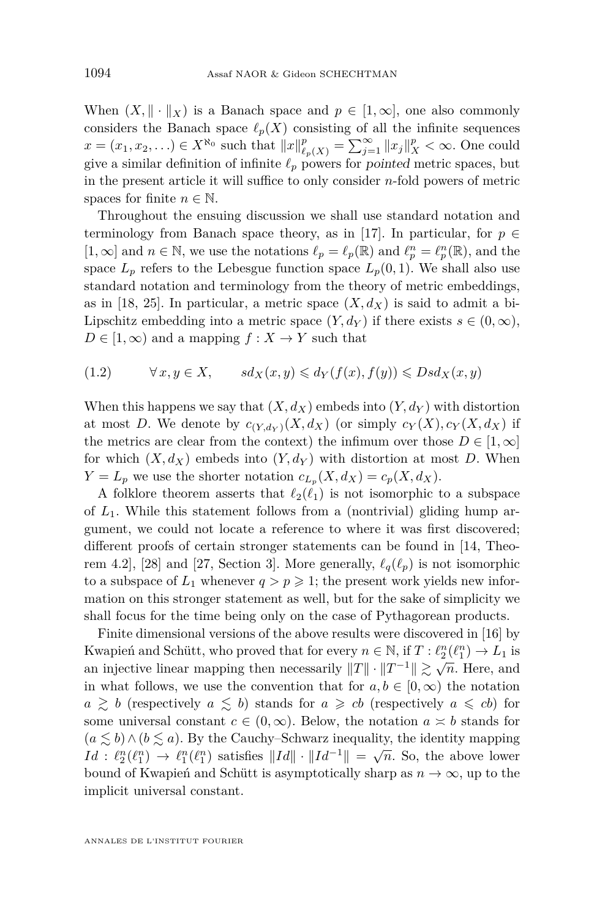When $(X, \|\cdot\|_X)$ is a Banach space and $p \in [1,\infty]$, one also commonly considers the Banach space $\ell_p(X)$ consisting of all the infinite sequences $x = (x_1, x_2, \ldots) \in X^{\aleph_0}$ such that $\|x\|_{\ell_p(X)}^p = \sum_{j=1}^\infty \|x_j\|_X^p < \infty$. One could give a similar definition of infinite $\ell_p$ powers for *pointed* metric spaces, but in the present article it will suffice to only consider $n$-fold powers of metric spaces for finite $n \in \mathbb{N}$.

Throughout the ensuing discussion we shall use standard notation and terminology from Banach space theory, as in [17]. In particular, for $p \in [1,\infty]$ and $n \in \mathbb{N}$, we use the notations $\ell_p = \ell_p(\mathbb{R})$ and $\ell_p^n = \ell_p^n(\mathbb{R})$, and the space $L_p$ refers to the Lebesgue function space $L_p(0,1)$. We shall also use standard notation and terminology from the theory of metric embeddings, as in [18, 25]. In particular, a metric space $(X, d_X)$ is said to admit a bi-Lipschitz embedding into a metric space $(Y, d_Y)$ if there exists $s \in (0,\infty)$, $D \in [1,\infty)$ and a mapping $f : X \to Y$ such that

$$\forall\, x, y \in X, \qquad s d_X(x,y) \leqslant d_Y(f(x), f(y)) \leqslant D s d_X(x,y) \tag{1.2}$$

When this happens we say that $(X, d_X)$ embeds into $(Y, d_Y)$ with distortion at most $D$. We denote by $c_{(Y,d_Y)}(X, d_X)$ (or simply $c_Y(X), c_Y(X, d_X)$ if the metrics are clear from the context) the infimum over those $D \in [1,\infty]$ for which $(X, d_X)$ embeds into $(Y, d_Y)$ with distortion at most $D$. When $Y = L_p$ we use the shorter notation $c_{L_p}(X, d_X) = c_p(X, d_X)$.

A folklore theorem asserts that $\ell_2(\ell_1)$ is not isomorphic to a subspace of $L_1$. While this statement follows from a (nontrivial) gliding hump argument, we could not locate a reference to where it was first discovered; different proofs of certain stronger statements can be found in [14, Theorem 4.2], [28] and [27, Section 3]. More generally, $\ell_q(\ell_p)$ is not isomorphic to a subspace of $L_1$ whenever $q > p \geqslant 1$; the present work yields new information on this stronger statement as well, but for the sake of simplicity we shall focus for the time being only on the case of Pythagorean products.

Finite dimensional versions of the above results were discovered in [16] by Kwapień and Schütt, who proved that for every $n \in \mathbb{N}$, if $T : \ell_2^n(\ell_1^n) \to L_1$ is an injective linear mapping then necessarily $\|T\| \cdot \|T^{-1}\| \gtrsim \sqrt{n}$. Here, and in what follows, we use the convention that for $a, b \in [0,\infty)$ the notation $a \gtrsim b$ (respectively $a \lesssim b$) stands for $a \geqslant cb$ (respectively $a \leqslant cb$) for some universal constant $c \in (0,\infty)$. Below, the notation $a \asymp b$ stands for $(a \lesssim b) \wedge (b \lesssim a)$. By the Cauchy–Schwarz inequality, the identity mapping $Id : \ell_2^n(\ell_1^n) \to \ell_1^n(\ell_1^n)$ satisfies $\|Id\| \cdot \|Id^{-1}\| = \sqrt{n}$. So, the above lower bound of Kwapień and Schütt is asymptotically sharp as $n \to \infty$, up to the implicit universal constant.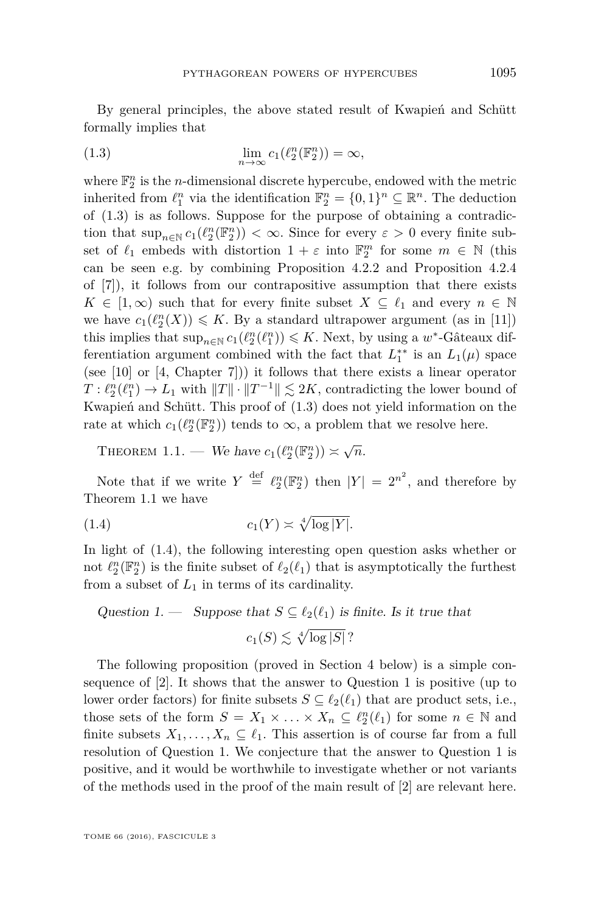By general principles, the above stated result of Kwapień and Schütt formally implies that

$$\lim_{n\to\infty} c_1(\ell_2^n(\mathbb{F}_2^n)) = \infty, \tag{1.3}$$

where $\mathbb{F}_2^n$ is the $n$-dimensional discrete hypercube, endowed with the metric inherited from $\ell_1^n$ via the identification $\mathbb{F}_2^n = \{0,1\}^n \subseteq \mathbb{R}^n$. The deduction of (1.3) is as follows. Suppose for the purpose of obtaining a contradiction that $\sup_{n\in\mathbb{N}} c_1(\ell_2^n(\mathbb{F}_2^n)) < \infty$. Since for every $\varepsilon > 0$ every finite subset of $\ell_1$ embeds with distortion $1+\varepsilon$ into $\mathbb{F}_2^m$ for some $m \in \mathbb{N}$ (this can be seen e.g. by combining Proposition 4.2.2 and Proposition 4.2.4 of [7]), it follows from our contrapositive assumption that there exists $K \in [1,\infty)$ such that for every finite subset $X \subseteq \ell_1$ and every $n \in \mathbb{N}$ we have $c_1(\ell_2^n(X)) \leqslant K$. By a standard ultrapower argument (as in [11]) this implies that $\sup_{n\in\mathbb{N}} c_1(\ell_2^n(\ell_1^n)) \leqslant K$. Next, by using a $w^*$-Gâteaux differentiation argument combined with the fact that $L_1^{**}$ is an $L_1(\mu)$ space (see [10] or [4, Chapter 7])) it follows that there exists a linear operator $T : \ell_2^n(\ell_1^n) \to L_1$ with $\|T\|\cdot\|T^{-1}\| \lesssim 2K$, contradicting the lower bound of Kwapień and Schütt. This proof of (1.3) does not yield information on the rate at which $c_1(\ell_2^n(\mathbb{F}_2^n))$ tends to $\infty$, a problem that we resolve here.

Theorem 1.1. — *We have $c_1(\ell_2^n(\mathbb{F}_2^n)) \asymp \sqrt{n}$.*

Note that if we write $Y \stackrel{\mathrm{def}}{=} \ell_2^n(\mathbb{F}_2^n)$ then $|Y| = 2^{n^2}$, and therefore by Theorem 1.1 we have

$$c_1(Y) \asymp \sqrt[4]{\log |Y|}. \tag{1.4}$$

In light of (1.4), the following interesting open question asks whether or not $\ell_2^n(\mathbb{F}_2^n)$ is the finite subset of $\ell_2(\ell_1)$ that is asymptotically the furthest from a subset of $L_1$ in terms of its cardinality.

*Question 1. — Suppose that $S \subseteq \ell_2(\ell_1)$ is finite. Is it true that*

$$c_1(S) \lesssim \sqrt[4]{\log |S|}\,?$$

The following proposition (proved in Section 4 below) is a simple consequence of [2]. It shows that the answer to Question 1 is positive (up to lower order factors) for finite subsets $S \subseteq \ell_2(\ell_1)$ that are product sets, i.e., those sets of the form $S = X_1 \times \ldots \times X_n \subseteq \ell_2^n(\ell_1)$ for some $n \in \mathbb{N}$ and finite subsets $X_1, \ldots, X_n \subseteq \ell_1$. This assertion is of course far from a full resolution of Question 1. We conjecture that the answer to Question 1 is positive, and it would be worthwhile to investigate whether or not variants of the methods used in the proof of the main result of [2] are relevant here.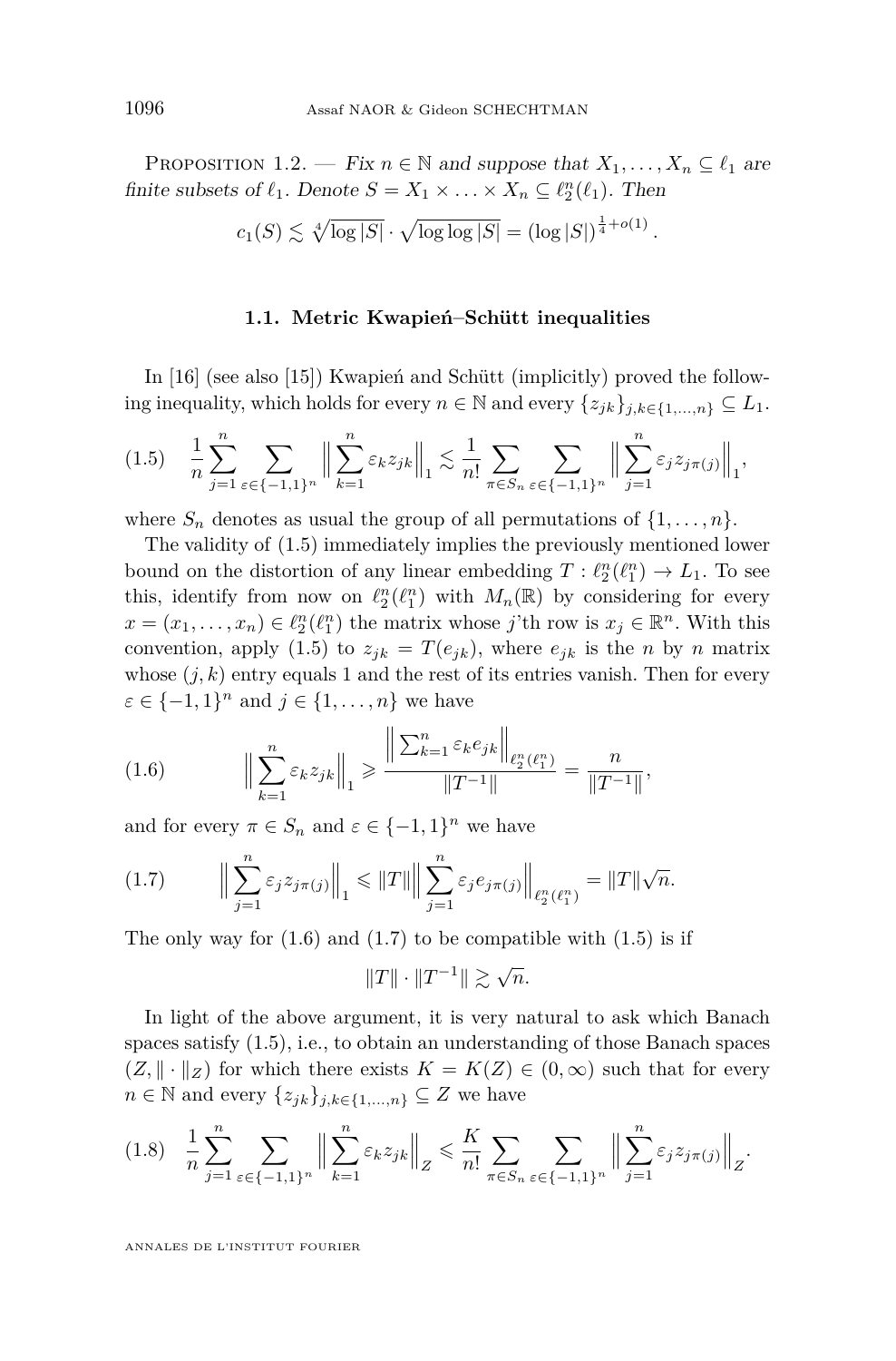Proposition 1.2. — *Fix $n \in \mathbb{N}$ and suppose that $X_1, \ldots, X_n \subseteq \ell_1$ are finite subsets of $\ell_1$. Denote $S = X_1 \times \ldots \times X_n \subseteq \ell_2^n(\ell_1)$. Then*

$$c_1(S) \lesssim \sqrt[4]{\log |S|} \cdot \sqrt{\log \log |S|} = (\log |S|)^{\frac{1}{4}+o(1)}.$$

### 1.1. Metric Kwapień–Schütt inequalities

In [16] (see also [15]) Kwapień and Schütt (implicitly) proved the following inequality, which holds for every $n \in \mathbb{N}$ and every $\{z_{jk}\}_{j,k\in\{1,\ldots,n\}} \subseteq L_1$.

$$\frac{1}{n}\sum_{j=1}^{n}\sum_{\varepsilon\in\{-1,1\}^n}\Big\|\sum_{k=1}^{n}\varepsilon_k z_{jk}\Big\|_1 \lesssim \frac{1}{n!}\sum_{\pi\in S_n}\sum_{\varepsilon\in\{-1,1\}^n}\Big\|\sum_{j=1}^{n}\varepsilon_j z_{j\pi(j)}\Big\|_1, \tag{1.5}$$

where $S_n$ denotes as usual the group of all permutations of $\{1, \ldots, n\}$.

The validity of (1.5) immediately implies the previously mentioned lower bound on the distortion of any linear embedding $T : \ell_2^n(\ell_1^n) \to L_1$. To see this, identify from now on $\ell_2^n(\ell_1^n)$ with $M_n(\mathbb{R})$ by considering for every $x = (x_1, \ldots, x_n) \in \ell_2^n(\ell_1^n)$ the matrix whose $j$'th row is $x_j \in \mathbb{R}^n$. With this convention, apply (1.5) to $z_{jk} = T(e_{jk})$, where $e_{jk}$ is the $n$ by $n$ matrix whose $(j,k)$ entry equals 1 and the rest of its entries vanish. Then for every $\varepsilon \in \{-1,1\}^n$ and $j \in \{1, \ldots, n\}$ we have

$$\Big\|\sum_{k=1}^{n}\varepsilon_k z_{jk}\Big\|_1 \geqslant \frac{\left\|\sum_{k=1}^{n}\varepsilon_k e_{jk}\right\|_{\ell_2^n(\ell_1^n)}}{\|T^{-1}\|} = \frac{n}{\|T^{-1}\|}, \tag{1.6}$$

and for every $\pi \in S_n$ and $\varepsilon \in \{-1,1\}^n$ we have

$$\Big\|\sum_{j=1}^{n}\varepsilon_j z_{j\pi(j)}\Big\|_1 \leqslant \|T\|\Big\|\sum_{j=1}^{n}\varepsilon_j e_{j\pi(j)}\Big\|_{\ell_2^n(\ell_1^n)} = \|T\|\sqrt{n}. \tag{1.7}$$

The only way for (1.6) and (1.7) to be compatible with (1.5) is if

$$\|T\| \cdot \|T^{-1}\| \gtrsim \sqrt{n}.$$

In light of the above argument, it is very natural to ask which Banach spaces satisfy (1.5), i.e., to obtain an understanding of those Banach spaces $(Z, \|\cdot\|_Z)$ for which there exists $K = K(Z) \in (0,\infty)$ such that for every $n \in \mathbb{N}$ and every $\{z_{jk}\}_{j,k\in\{1,\ldots,n\}} \subseteq Z$ we have

$$\frac{1}{n}\sum_{j=1}^{n}\sum_{\varepsilon\in\{-1,1\}^n}\Big\|\sum_{k=1}^{n}\varepsilon_k z_{jk}\Big\|_Z \leqslant \frac{K}{n!}\sum_{\pi\in S_n}\sum_{\varepsilon\in\{-1,1\}^n}\Big\|\sum_{j=1}^{n}\varepsilon_j z_{j\pi(j)}\Big\|_Z. \tag{1.8}$$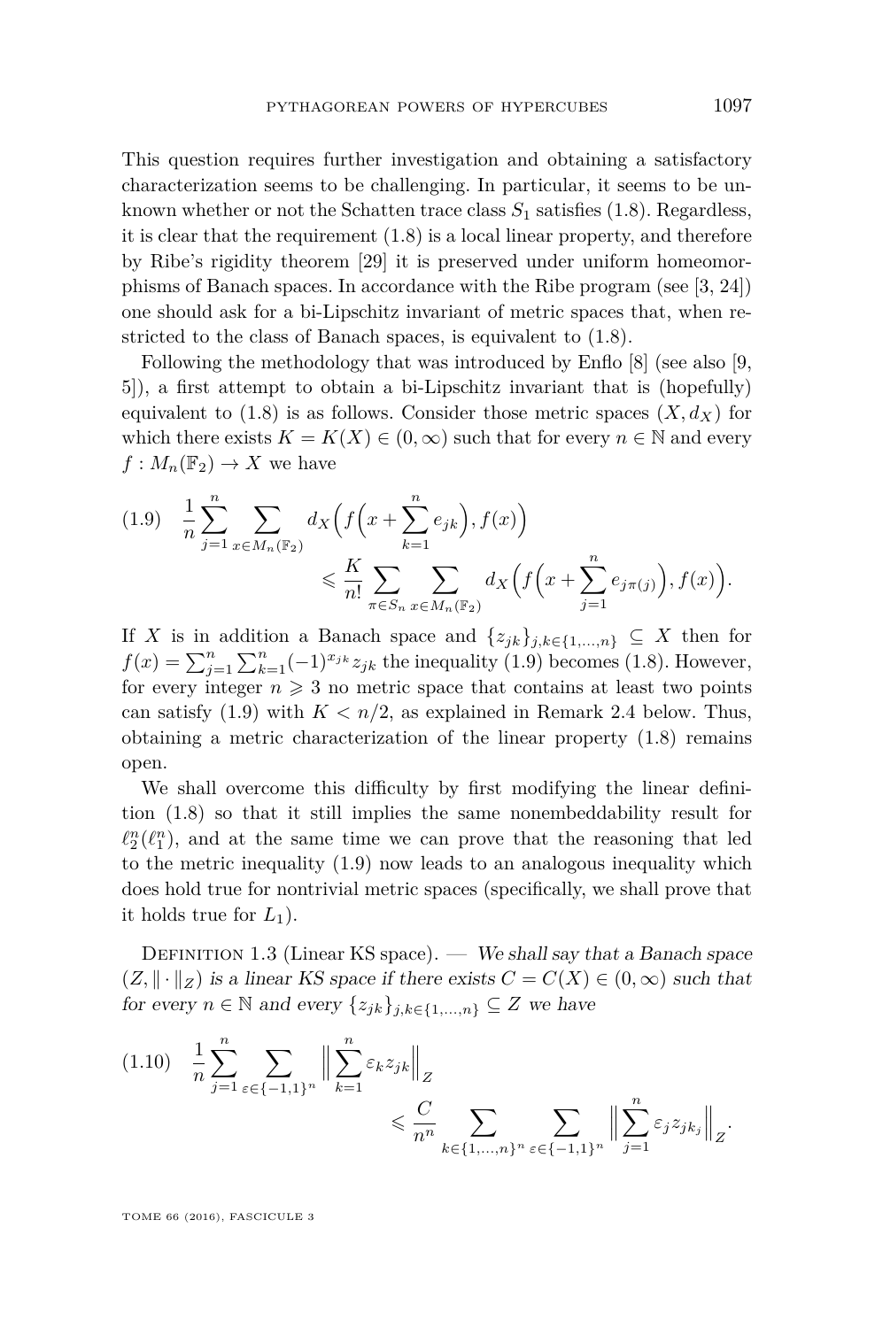This question requires further investigation and obtaining a satisfactory characterization seems to be challenging. In particular, it seems to be unknown whether or not the Schatten trace class $S_1$ satisfies (1.8). Regardless, it is clear that the requirement (1.8) is a local linear property, and therefore by Ribe's rigidity theorem [29] it is preserved under uniform homeomorphisms of Banach spaces. In accordance with the Ribe program (see [3, 24]) one should ask for a bi-Lipschitz invariant of metric spaces that, when restricted to the class of Banach spaces, is equivalent to (1.8).

Following the methodology that was introduced by Enflo [8] (see also [9, 5]), a first attempt to obtain a bi-Lipschitz invariant that is (hopefully) equivalent to (1.8) is as follows. Consider those metric spaces $(X, d_X)$ for which there exists $K = K(X) \in (0,\infty)$ such that for every $n \in \mathbb{N}$ and every $f : M_n(\mathbb{F}_2) \to X$ we have

$$\frac{1}{n}\sum_{j=1}^{n}\sum_{x\in M_n(\mathbb{F}_2)} d_X\Big(f\Big(x+\sum_{k=1}^{n} e_{jk}\Big), f(x)\Big) \leqslant \frac{K}{n!}\sum_{\pi\in S_n}\sum_{x\in M_n(\mathbb{F}_2)} d_X\Big(f\Big(x+\sum_{j=1}^{n} e_{j\pi(j)}\Big), f(x)\Big). \tag{1.9}$$

If $X$ is in addition a Banach space and $\{z_{jk}\}_{j,k\in\{1,\dots,n\}} \subseteq X$ then for $f(x) = \sum_{j=1}^{n}\sum_{k=1}^{n}(-1)^{x_{jk}} z_{jk}$ the inequality (1.9) becomes (1.8). However, for every integer $n \geqslant 3$ no metric space that contains at least two points can satisfy (1.9) with $K < n/2$, as explained in Remark 2.4 below. Thus, obtaining a metric characterization of the linear property (1.8) remains open.

We shall overcome this difficulty by first modifying the linear definition (1.8) so that it still implies the same nonembeddability result for $\ell_2^n(\ell_1^n)$, and at the same time we can prove that the reasoning that led to the metric inequality (1.9) now leads to an analogous inequality which does hold true for nontrivial metric spaces (specifically, we shall prove that it holds true for $L_1$).

Definition 1.3 (Linear KS space). — *We shall say that a Banach space $(Z, \|\cdot\|_Z)$ is a linear KS space if there exists $C = C(X) \in (0,\infty)$ such that for every $n \in \mathbb{N}$ and every $\{z_{jk}\}_{j,k\in\{1,\dots,n\}} \subseteq Z$ we have*

$$\frac{1}{n}\sum_{j=1}^{n}\sum_{\varepsilon\in\{-1,1\}^n}\Big\|\sum_{k=1}^{n}\varepsilon_k z_{jk}\Big\|_Z \leqslant \frac{C}{n^n}\sum_{k\in\{1,\dots,n\}^n}\sum_{\varepsilon\in\{-1,1\}^n}\Big\|\sum_{j=1}^{n}\varepsilon_j z_{jk_j}\Big\|_Z. \tag{1.10}$$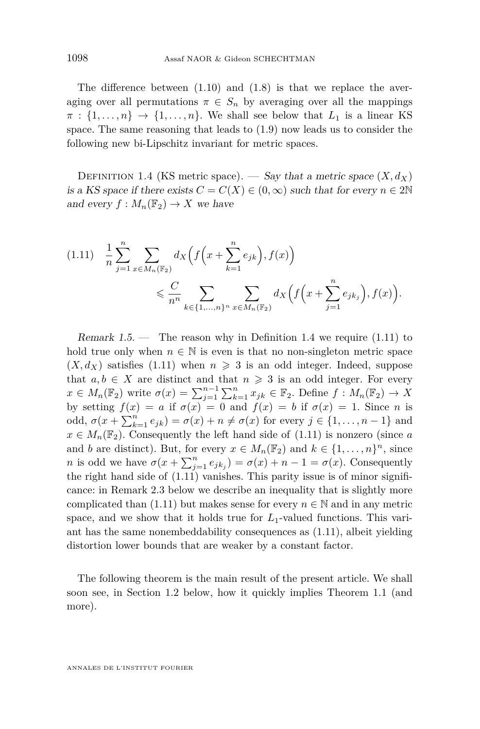The difference between (1.10) and (1.8) is that we replace the averaging over all permutations $\pi \in S_n$ by averaging over all the mappings $\pi : \{1,\ldots,n\} \to \{1,\ldots,n\}$. We shall see below that $L_1$ is a linear KS space. The same reasoning that leads to (1.9) now leads us to consider the following new bi-Lipschitz invariant for metric spaces.

Definition 1.4 (KS metric space). — *Say that a metric space $(X,d_X)$ is a KS space if there exists $C = C(X) \in (0,\infty)$ such that for every $n \in 2\mathbb{N}$ and every $f : M_n(\mathbb{F}_2) \to X$ we have*

$$
(1.11)\quad \frac{1}{n}\sum_{j=1}^{n}\sum_{x\in M_n(\mathbb{F}_2)} d_X\Big(f\Big(x+\sum_{k=1}^{n} e_{jk}\Big), f(x)\Big) \leqslant \frac{C}{n^n}\sum_{k\in\{1,\ldots,n\}^n}\sum_{x\in M_n(\mathbb{F}_2)} d_X\Big(f\Big(x+\sum_{j=1}^{n} e_{jk_j}\Big), f(x)\Big).
$$

*Remark 1.5.* — The reason why in Definition 1.4 we require (1.11) to hold true only when $n \in \mathbb{N}$ is even is that no non-singleton metric space $(X,d_X)$ satisfies (1.11) when $n \geqslant 3$ is an odd integer. Indeed, suppose that $a,b \in X$ are distinct and that $n \geqslant 3$ is an odd integer. For every $x \in M_n(\mathbb{F}_2)$ write $\sigma(x) = \sum_{j=1}^{n-1}\sum_{k=1}^{n} x_{jk} \in \mathbb{F}_2$. Define $f : M_n(\mathbb{F}_2) \to X$ by setting $f(x) = a$ if $\sigma(x) = 0$ and $f(x) = b$ if $\sigma(x) = 1$. Since $n$ is odd, $\sigma(x + \sum_{k=1}^{n} e_{jk}) = \sigma(x) + n \neq \sigma(x)$ for every $j \in \{1,\ldots,n-1\}$ and $x \in M_n(\mathbb{F}_2)$. Consequently the left hand side of (1.11) is nonzero (since $a$ and $b$ are distinct). But, for every $x \in M_n(\mathbb{F}_2)$ and $k \in \{1,\ldots,n\}^n$, since $n$ is odd we have $\sigma(x + \sum_{j=1}^{n} e_{jk_j}) = \sigma(x) + n - 1 = \sigma(x)$. Consequently the right hand side of (1.11) vanishes. This parity issue is of minor significance: in Remark 2.3 below we describe an inequality that is slightly more complicated than (1.11) but makes sense for every $n \in \mathbb{N}$ and in any metric space, and we show that it holds true for $L_1$-valued functions. This variant has the same nonembeddability consequences as (1.11), albeit yielding distortion lower bounds that are weaker by a constant factor.

The following theorem is the main result of the present article. We shall soon see, in Section 1.2 below, how it quickly implies Theorem 1.1 (and more).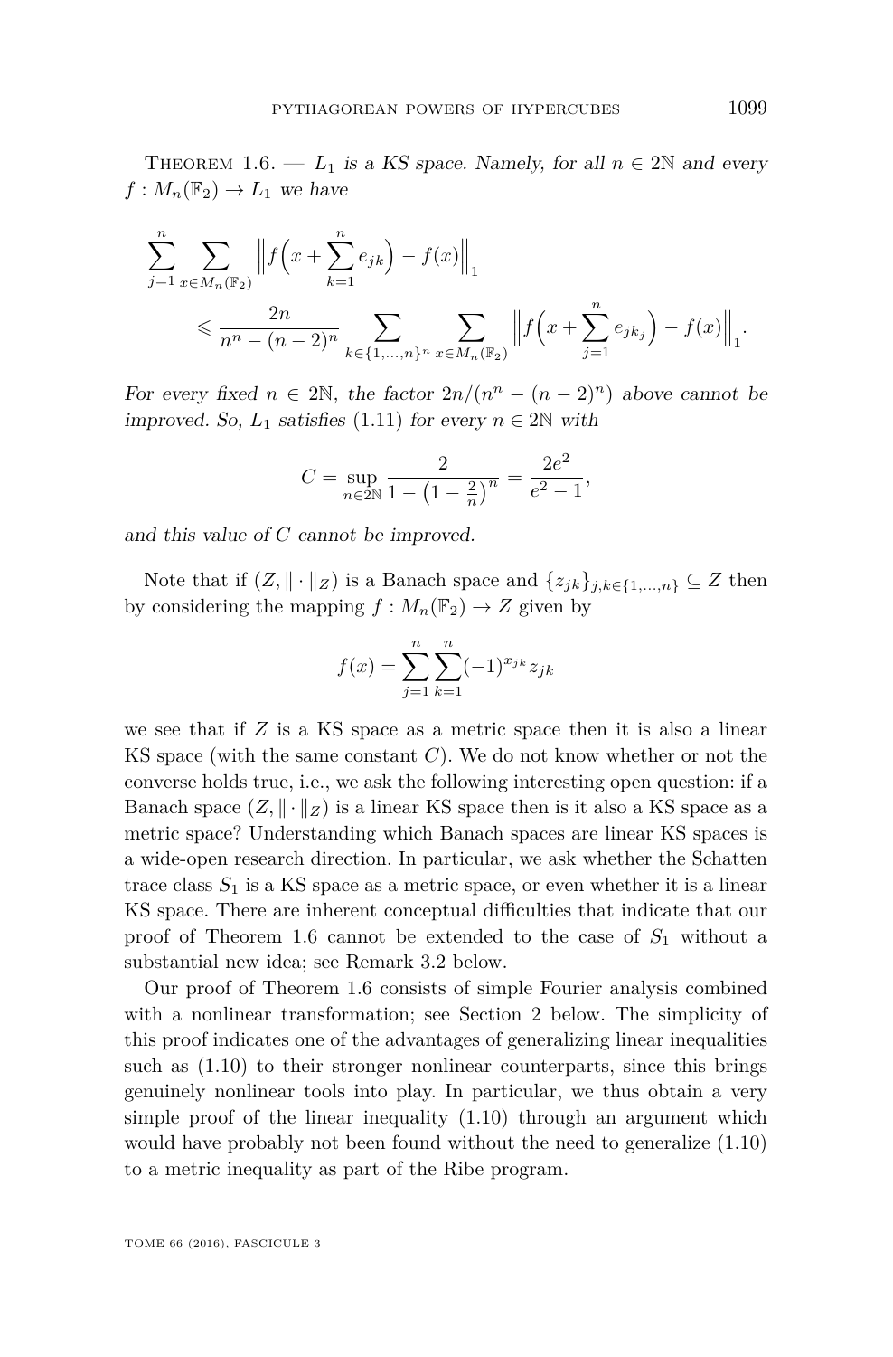Theorem 1.6. — *$L_1$ is a KS space. Namely, for all $n \in 2\mathbb{N}$ and every $f : M_n(\mathbb{F}_2) \to L_1$ we have*

$$\sum_{j=1}^{n} \sum_{x \in M_n(\mathbb{F}_2)} \Big\| f\Big(x + \sum_{k=1}^{n} e_{jk}\Big) - f(x) \Big\|_1 \leqslant \frac{2n}{n^n - (n-2)^n} \sum_{k \in \{1,\dots,n\}^n} \sum_{x \in M_n(\mathbb{F}_2)} \Big\| f\Big(x + \sum_{j=1}^{n} e_{jk_j}\Big) - f(x) \Big\|_1.$$

*For every fixed $n \in 2\mathbb{N}$, the factor $2n/(n^n - (n-2)^n)$ above cannot be improved. So, $L_1$ satisfies (1.11) for every $n \in 2\mathbb{N}$ with*

$$C = \sup_{n \in 2\mathbb{N}} \frac{2}{1 - \left(1 - \frac{2}{n}\right)^n} = \frac{2e^2}{e^2 - 1},$$

*and this value of $C$ cannot be improved.*

Note that if $(Z, \|\cdot\|_Z)$ is a Banach space and $\{z_{jk}\}_{j,k \in \{1,\dots,n\}} \subseteq Z$ then by considering the mapping $f : M_n(\mathbb{F}_2) \to Z$ given by

$$f(x) = \sum_{j=1}^{n} \sum_{k=1}^{n} (-1)^{x_{jk}} z_{jk}$$

we see that if $Z$ is a KS space as a metric space then it is also a linear KS space (with the same constant $C$). We do not know whether or not the converse holds true, i.e., we ask the following interesting open question: if a Banach space $(Z, \|\cdot\|_Z)$ is a linear KS space then is it also a KS space as a metric space? Understanding which Banach spaces are linear KS spaces is a wide-open research direction. In particular, we ask whether the Schatten trace class $S_1$ is a KS space as a metric space, or even whether it is a linear KS space. There are inherent conceptual difficulties that indicate that our proof of Theorem 1.6 cannot be extended to the case of $S_1$ without a substantial new idea; see Remark 3.2 below.

Our proof of Theorem 1.6 consists of simple Fourier analysis combined with a nonlinear transformation; see Section 2 below. The simplicity of this proof indicates one of the advantages of generalizing linear inequalities such as (1.10) to their stronger nonlinear counterparts, since this brings genuinely nonlinear tools into play. In particular, we thus obtain a very simple proof of the linear inequality (1.10) through an argument which would have probably not been found without the need to generalize (1.10) to a metric inequality as part of the Ribe program.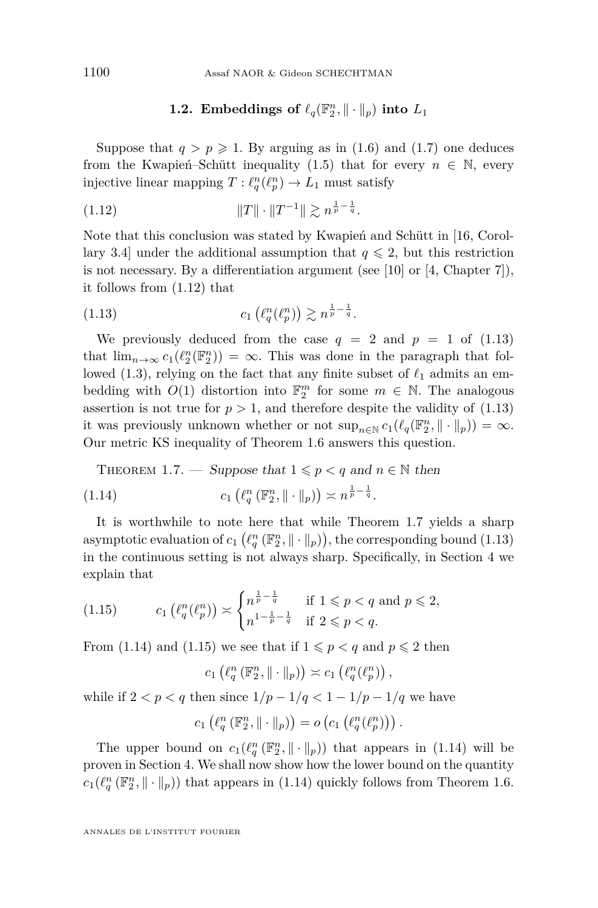### 1.2. Embeddings of $\ell_q(\mathbb{F}_2^n, \|\cdot\|_p)$ into $L_1$

Suppose that $q > p \geqslant 1$. By arguing as in (1.6) and (1.7) one deduces from the Kwapień–Schütt inequality (1.5) that for every $n \in \mathbb{N}$, every injective linear mapping $T : \ell_q^n(\ell_p^n) \to L_1$ must satisfy

$$\|T\| \cdot \|T^{-1}\| \gtrsim n^{\frac{1}{p}-\frac{1}{q}}. \tag{1.12}$$

Note that this conclusion was stated by Kwapień and Schütt in [16, Corollary 3.4] under the additional assumption that $q \leqslant 2$, but this restriction is not necessary. By a differentiation argument (see [10] or [4, Chapter 7]), it follows from (1.12) that

$$c_1\left(\ell_q^n(\ell_p^n)\right) \gtrsim n^{\frac{1}{p}-\frac{1}{q}}. \tag{1.13}$$

We previously deduced from the case $q = 2$ and $p = 1$ of (1.13) that $\lim_{n\to\infty} c_1(\ell_2^n(\mathbb{F}_2^n)) = \infty$. This was done in the paragraph that followed (1.3), relying on the fact that any finite subset of $\ell_1$ admits an embedding with $O(1)$ distortion into $\mathbb{F}_2^m$ for some $m \in \mathbb{N}$. The analogous assertion is not true for $p > 1$, and therefore despite the validity of (1.13) it was previously unknown whether or not $\sup_{n\in\mathbb{N}} c_1(\ell_q(\mathbb{F}_2^n, \|\cdot\|_p)) = \infty$. Our metric KS inequality of Theorem 1.6 answers this question.

Theorem 1.7. — *Suppose that $1 \leqslant p < q$ and $n \in \mathbb{N}$ then*

$$c_1\left(\ell_q^n\left(\mathbb{F}_2^n, \|\cdot\|_p\right)\right) \asymp n^{\frac{1}{p}-\frac{1}{q}}. \tag{1.14}$$

It is worthwhile to note here that while Theorem 1.7 yields a sharp asymptotic evaluation of $c_1\left(\ell_q^n\left(\mathbb{F}_2^n, \|\cdot\|_p\right)\right)$, the corresponding bound (1.13) in the continuous setting is not always sharp. Specifically, in Section 4 we explain that

$$c_1\left(\ell_q^n(\ell_p^n)\right) \asymp \begin{cases} n^{\frac{1}{p}-\frac{1}{q}} & \text{if } 1 \leqslant p < q \text{ and } p \leqslant 2, \\ n^{1-\frac{1}{p}-\frac{1}{q}} & \text{if } 2 \leqslant p < q. \end{cases} \tag{1.15}$$

From (1.14) and (1.15) we see that if $1 \leqslant p < q$ and $p \leqslant 2$ then

$$c_1\left(\ell_q^n\left(\mathbb{F}_2^n, \|\cdot\|_p\right)\right) \asymp c_1\left(\ell_q^n(\ell_p^n)\right),$$

while if $2 < p < q$ then since $1/p - 1/q < 1 - 1/p - 1/q$ we have

$$c_1\left(\ell_q^n\left(\mathbb{F}_2^n, \|\cdot\|_p\right)\right) = o\left(c_1\left(\ell_q^n(\ell_p^n)\right)\right).$$

The upper bound on $c_1(\ell_q^n\left(\mathbb{F}_2^n, \|\cdot\|_p\right))$ that appears in (1.14) will be proven in Section 4. We shall now show how the lower bound on the quantity $c_1(\ell_q^n\left(\mathbb{F}_2^n, \|\cdot\|_p\right))$ that appears in (1.14) quickly follows from Theorem 1.6.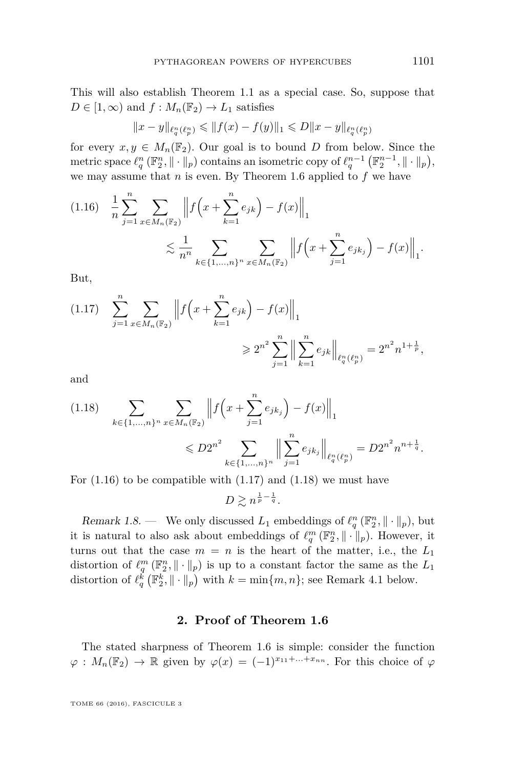This will also establish Theorem 1.1 as a special case. So, suppose that $D \in [1,\infty)$ and $f : M_n(\mathbb{F}_2) \to L_1$ satisfies

$$\|x-y\|_{\ell_q^n(\ell_p^n)} \leqslant \|f(x)-f(y)\|_1 \leqslant D\|x-y\|_{\ell_q^n(\ell_p^n)}$$

for every $x,y \in M_n(\mathbb{F}_2)$. Our goal is to bound $D$ from below. Since the metric space $\ell_q^n(\mathbb{F}_2^n, \|\cdot\|_p)$ contains an isometric copy of $\ell_q^{n-1}\left(\mathbb{F}_2^{n-1}, \|\cdot\|_p\right)$, we may assume that $n$ is even. By Theorem 1.6 applied to $f$ we have

$$\frac{1}{n}\sum_{j=1}^n \sum_{x\in M_n(\mathbb{F}_2)} \Big\|f\Big(x+\sum_{k=1}^n e_{jk}\Big)-f(x)\Big\|_1 \lesssim \frac{1}{n^n}\sum_{k\in\{1,\ldots,n\}^n}\sum_{x\in M_n(\mathbb{F}_2)} \Big\|f\Big(x+\sum_{j=1}^n e_{jk_j}\Big)-f(x)\Big\|_1. \tag{1.16}$$

But,

$$\sum_{j=1}^n \sum_{x\in M_n(\mathbb{F}_2)} \Big\|f\Big(x+\sum_{k=1}^n e_{jk}\Big)-f(x)\Big\|_1 \geqslant 2^{n^2}\sum_{j=1}^n \Big\|\sum_{k=1}^n e_{jk}\Big\|_{\ell_q^n(\ell_p^n)} = 2^{n^2}n^{1+\frac{1}{p}}, \tag{1.17}$$

and

$$\sum_{k\in\{1,\ldots,n\}^n}\sum_{x\in M_n(\mathbb{F}_2)} \Big\|f\Big(x+\sum_{j=1}^n e_{jk_j}\Big)-f(x)\Big\|_1 \leqslant D2^{n^2}\sum_{k\in\{1,\ldots,n\}^n}\Big\|\sum_{j=1}^n e_{jk_j}\Big\|_{\ell_q^n(\ell_p^n)} = D2^{n^2}n^{n+\frac{1}{q}}. \tag{1.18}$$

For (1.16) to be compatible with (1.17) and (1.18) we must have

$$D \gtrsim n^{\frac{1}{p}-\frac{1}{q}}.$$

*Remark 1.8.* — We only discussed $L_1$ embeddings of $\ell_q^n(\mathbb{F}_2^n, \|\cdot\|_p)$, but it is natural to also ask about embeddings of $\ell_q^m(\mathbb{F}_2^n, \|\cdot\|_p)$. However, it turns out that the case $m=n$ is the heart of the matter, i.e., the $L_1$ distortion of $\ell_q^m(\mathbb{F}_2^n, \|\cdot\|_p)$ is up to a constant factor the same as the $L_1$ distortion of $\ell_q^k\left(\mathbb{F}_2^k, \|\cdot\|_p\right)$ with $k=\min\{m,n\}$; see Remark 4.1 below.

## 2. Proof of Theorem 1.6

The stated sharpness of Theorem 1.6 is simple: consider the function $\varphi : M_n(\mathbb{F}_2) \to \mathbb{R}$ given by $\varphi(x) = (-1)^{x_{11}+\ldots+x_{nn}}$. For this choice of $\varphi$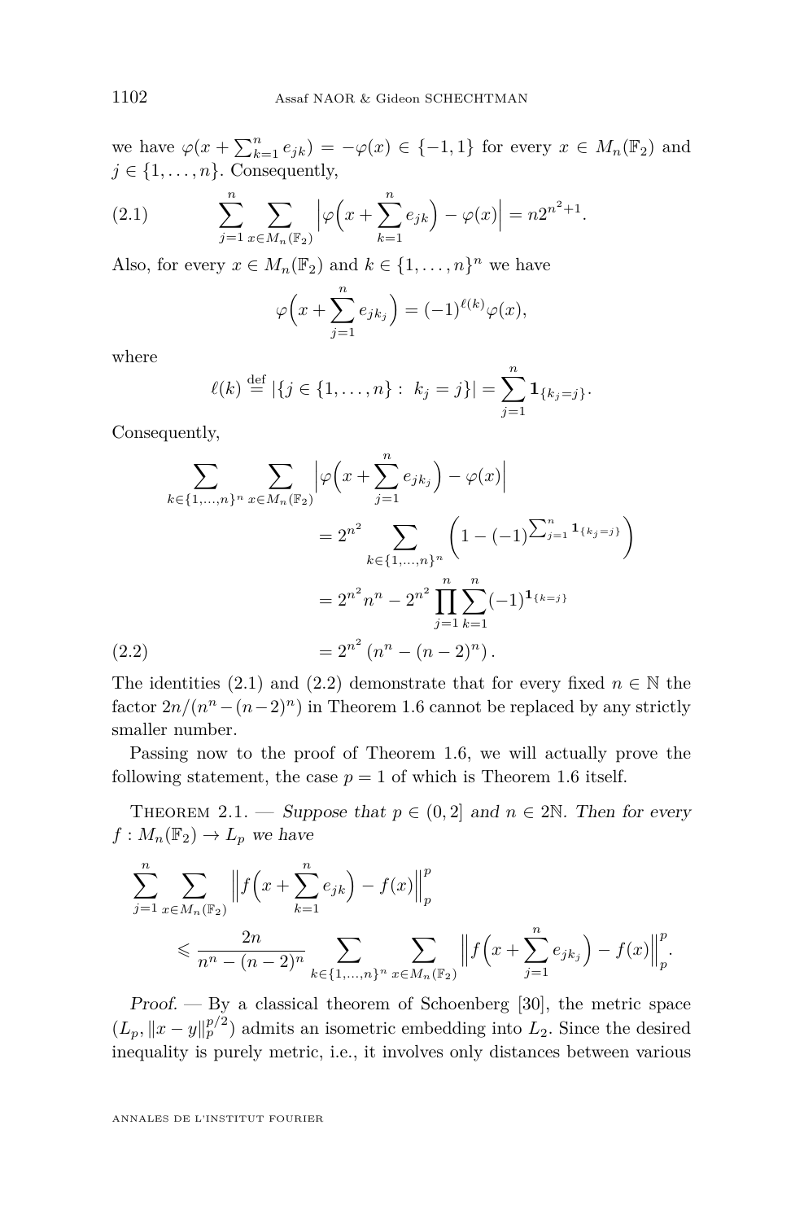we have $\varphi(x+\sum_{k=1}^n e_{jk}) = -\varphi(x) \in \{-1,1\}$ for every $x \in M_n(\mathbb{F}_2)$ and $j \in \{1,\ldots,n\}$. Consequently,

$$
\sum_{j=1}^n \sum_{x\in M_n(\mathbb{F}_2)} \Big|\varphi\Big(x+\sum_{k=1}^n e_{jk}\Big) - \varphi(x)\Big| = n2^{n^2+1}. \tag{2.1}
$$

Also, for every $x \in M_n(\mathbb{F}_2)$ and $k \in \{1,\ldots,n\}^n$ we have

$$
\varphi\Big(x+\sum_{j=1}^n e_{jk_j}\Big) = (-1)^{\ell(k)}\varphi(x),
$$

where

$$
\ell(k) \stackrel{\mathrm{def}}{=} |\{j\in\{1,\ldots,n\}:\ k_j=j\}| = \sum_{j=1}^n \mathbf{1}_{\{k_j=j\}}.
$$

Consequently,

$$
\begin{aligned}
\sum_{k\in\{1,\ldots,n\}^n} \sum_{x\in M_n(\mathbb{F}_2)} \Big|\varphi\Big(x+\sum_{j=1}^n e_{jk_j}\Big) - \varphi(x)\Big|
&= 2^{n^2} \sum_{k\in\{1,\ldots,n\}^n}\Big(1-(-1)^{\sum_{j=1}^n \mathbf{1}_{\{k_j=j\}}}\Big)\\
&= 2^{n^2}n^n - 2^{n^2}\prod_{j=1}^n\sum_{k=1}^n (-1)^{\mathbf{1}_{\{k=j\}}}\\
&= 2^{n^2}\left(n^n-(n-2)^n\right).
\end{aligned} \tag{2.2}
$$

The identities (2.1) and (2.2) demonstrate that for every fixed $n\in\mathbb{N}$ the factor $2n/(n^n-(n-2)^n)$ in Theorem 1.6 cannot be replaced by any strictly smaller number.

Passing now to the proof of Theorem 1.6, we will actually prove the following statement, the case $p=1$ of which is Theorem 1.6 itself.

Theorem 2.1. — *Suppose that $p\in(0,2]$ and $n\in 2\mathbb{N}$. Then for every $f: M_n(\mathbb{F}_2)\to L_p$ we have*

$$
\sum_{j=1}^n \sum_{x\in M_n(\mathbb{F}_2)} \Big\|f\Big(x+\sum_{k=1}^n e_{jk}\Big) - f(x)\Big\|_p^p
\leqslant \frac{2n}{n^n-(n-2)^n}\sum_{k\in\{1,\ldots,n\}^n} \sum_{x\in M_n(\mathbb{F}_2)} \Big\|f\Big(x+\sum_{j=1}^n e_{jk_j}\Big) - f(x)\Big\|_p^p.
$$

*Proof.* — By a classical theorem of Schoenberg [30], the metric space $(L_p, \|x-y\|_p^{p/2})$ admits an isometric embedding into $L_2$. Since the desired inequality is purely metric, i.e., it involves only distances between various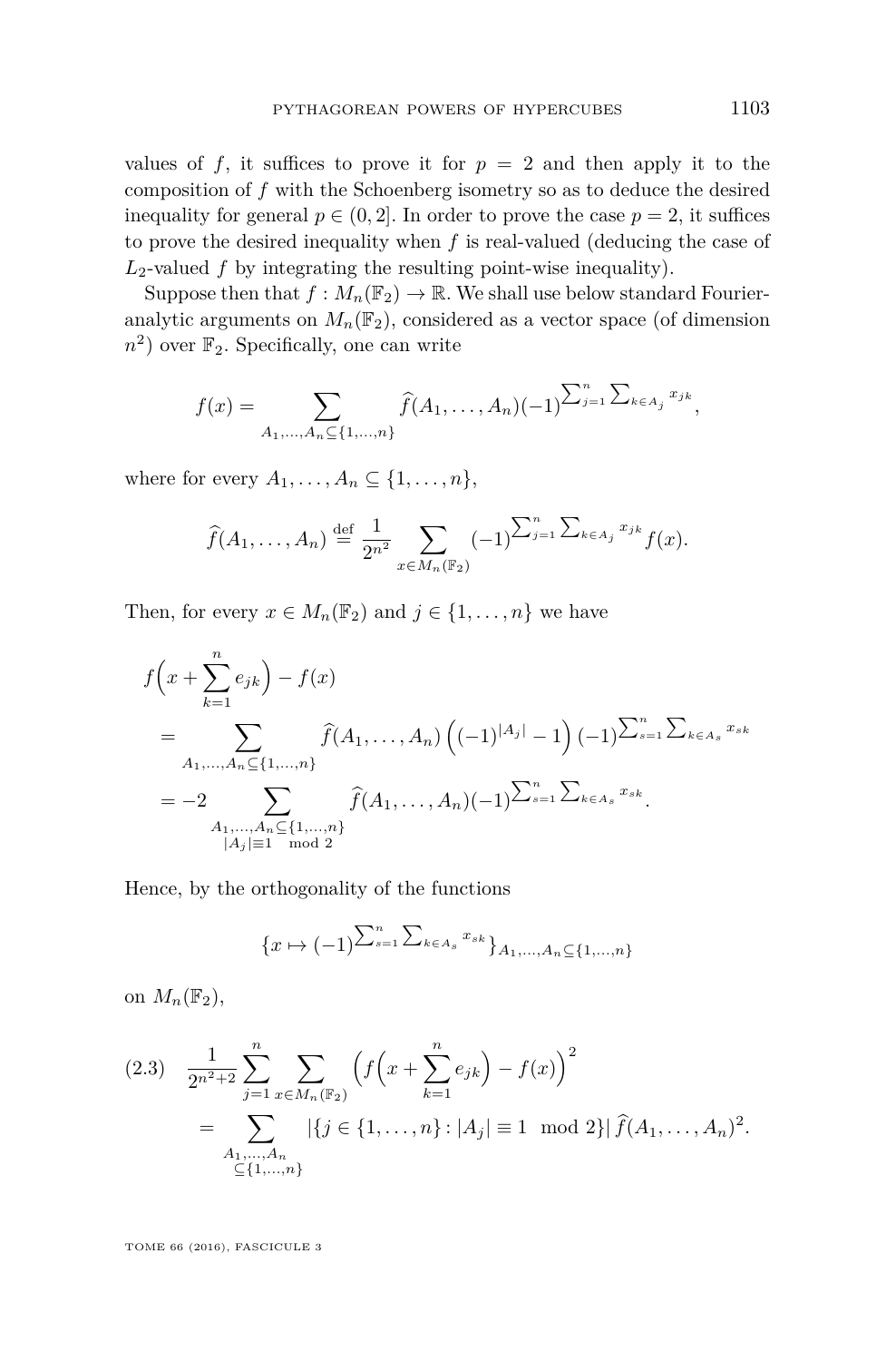values of $f$, it suffices to prove it for $p = 2$ and then apply it to the composition of $f$ with the Schoenberg isometry so as to deduce the desired inequality for general $p \in (0, 2]$. In order to prove the case $p = 2$, it suffices to prove the desired inequality when $f$ is real-valued (deducing the case of $L_2$-valued $f$ by integrating the resulting point-wise inequality).

Suppose then that $f : M_n(\mathbb{F}_2) \to \mathbb{R}$. We shall use below standard Fourier-analytic arguments on $M_n(\mathbb{F}_2)$, considered as a vector space (of dimension $n^2$) over $\mathbb{F}_2$. Specifically, one can write

$$f(x) = \sum_{A_1,\ldots,A_n \subseteq \{1,\ldots,n\}} \widehat{f}(A_1,\ldots,A_n)(-1)^{\sum_{j=1}^n \sum_{k\in A_j} x_{jk}},$$

where for every $A_1, \ldots, A_n \subseteq \{1, \ldots, n\}$,

$$\widehat{f}(A_1,\ldots,A_n) \stackrel{\mathrm{def}}{=} \frac{1}{2^{n^2}} \sum_{x\in M_n(\mathbb{F}_2)} (-1)^{\sum_{j=1}^n \sum_{k\in A_j} x_{jk}} f(x).$$

Then, for every $x \in M_n(\mathbb{F}_2)$ and $j \in \{1, \ldots, n\}$ we have

$$\begin{aligned}
f\Big(x + \sum_{k=1}^n e_{jk}\Big) - f(x)
&= \sum_{A_1,\ldots,A_n \subseteq \{1,\ldots,n\}} \widehat{f}(A_1,\ldots,A_n)\left((-1)^{|A_j|} - 1\right)(-1)^{\sum_{s=1}^n \sum_{k\in A_s} x_{sk}} \\
&= -2 \sum_{\substack{A_1,\ldots,A_n \subseteq \{1,\ldots,n\} \\ |A_j| \equiv 1 \mod 2}} \widehat{f}(A_1,\ldots,A_n)(-1)^{\sum_{s=1}^n \sum_{k\in A_s} x_{sk}}.
\end{aligned}$$

Hence, by the orthogonality of the functions

$$\{x \mapsto (-1)^{\sum_{s=1}^n \sum_{k\in A_s} x_{sk}}\}_{A_1,\ldots,A_n \subseteq \{1,\ldots,n\}}$$

on $M_n(\mathbb{F}_2)$,

$$\begin{aligned}
(2.3) \quad \frac{1}{2^{n^2+2}} \sum_{j=1}^n \sum_{x\in M_n(\mathbb{F}_2)} \Big(f\Big(x + \sum_{k=1}^n e_{jk}\Big) - f(x)\Big)^2 \\
= \sum_{\substack{A_1,\ldots,A_n \\ \subseteq \{1,\ldots,n\}}} |\{j \in \{1,\ldots,n\} : |A_j| \equiv 1 \mod 2\}|\, \widehat{f}(A_1,\ldots,A_n)^2.
\end{aligned}$$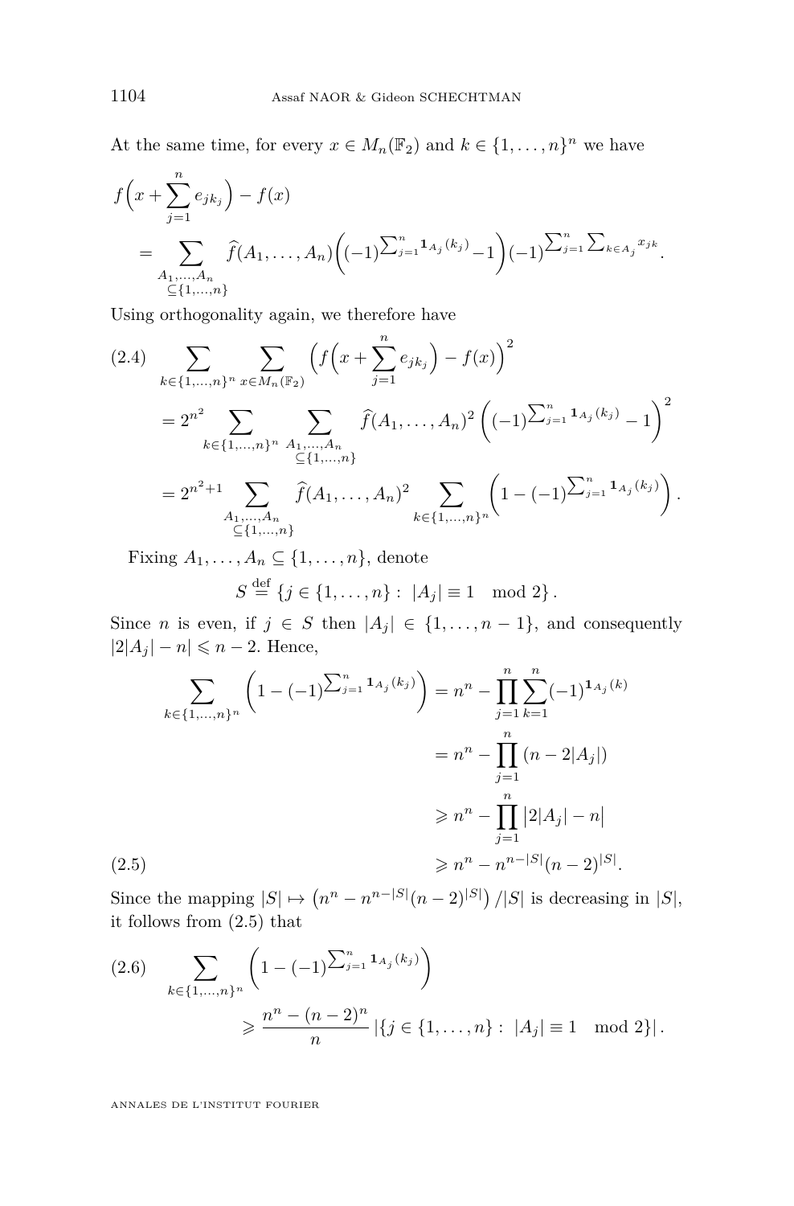At the same time, for every $x \in M_n(\mathbb{F}_2)$ and $k \in \{1,\ldots,n\}^n$ we have

$$f\Big(x+\sum_{j=1}^n e_{jk_j}\Big) - f(x) = \sum_{\substack{A_1,\ldots,A_n\\ \subseteq\{1,\ldots,n\}}} \widehat{f}(A_1,\ldots,A_n)\Big((-1)^{\sum_{j=1}^n \mathbf{1}_{A_j}(k_j)}-1\Big)(-1)^{\sum_{j=1}^n\sum_{k\in A_j} x_{jk}}.$$

Using orthogonality again, we therefore have

$$\begin{aligned}
(2.4)\quad &\sum_{k\in\{1,\ldots,n\}^n}\sum_{x\in M_n(\mathbb{F}_2)}\Big(f\Big(x+\sum_{j=1}^n e_{jk_j}\Big)-f(x)\Big)^2\\
&= 2^{n^2}\sum_{k\in\{1,\ldots,n\}^n}\sum_{\substack{A_1,\ldots,A_n\\ \subseteq\{1,\ldots,n\}}}\widehat{f}(A_1,\ldots,A_n)^2\Big((-1)^{\sum_{j=1}^n \mathbf{1}_{A_j}(k_j)}-1\Big)^2\\
&= 2^{n^2+1}\sum_{\substack{A_1,\ldots,A_n\\ \subseteq\{1,\ldots,n\}}}\widehat{f}(A_1,\ldots,A_n)^2\sum_{k\in\{1,\ldots,n\}^n}\Big(1-(-1)^{\sum_{j=1}^n \mathbf{1}_{A_j}(k_j)}\Big).
\end{aligned}$$

Fixing $A_1,\ldots,A_n \subseteq \{1,\ldots,n\}$, denote

$$S \stackrel{\mathrm{def}}{=} \{j\in\{1,\ldots,n\}:\ |A_j|\equiv 1 \mod 2\}.$$

Since $n$ is even, if $j\in S$ then $|A_j|\in\{1,\ldots,n-1\}$, and consequently $|2|A_j|-n|\leqslant n-2$. Hence,

$$\begin{aligned}
\sum_{k\in\{1,\ldots,n\}^n}\Big(1-(-1)^{\sum_{j=1}^n \mathbf{1}_{A_j}(k_j)}\Big) &= n^n-\prod_{j=1}^n\sum_{k=1}^n(-1)^{\mathbf{1}_{A_j}(k)}\\
&= n^n-\prod_{j=1}^n(n-2|A_j|)\\
&\geqslant n^n-\prod_{j=1}^n\big|2|A_j|-n\big|\\
(2.5)\qquad &\geqslant n^n-n^{n-|S|}(n-2)^{|S|}.
\end{aligned}$$

Since the mapping $|S|\mapsto \big(n^n-n^{n-|S|}(n-2)^{|S|}\big)/|S|$ is decreasing in $|S|$, it follows from (2.5) that

$$\begin{aligned}
(2.6)\quad &\sum_{k\in\{1,\ldots,n\}^n}\Big(1-(-1)^{\sum_{j=1}^n \mathbf{1}_{A_j}(k_j)}\Big)\\
&\qquad\geqslant \frac{n^n-(n-2)^n}{n}\,|\{j\in\{1,\ldots,n\}:\ |A_j|\equiv 1 \mod 2\}|.
\end{aligned}$$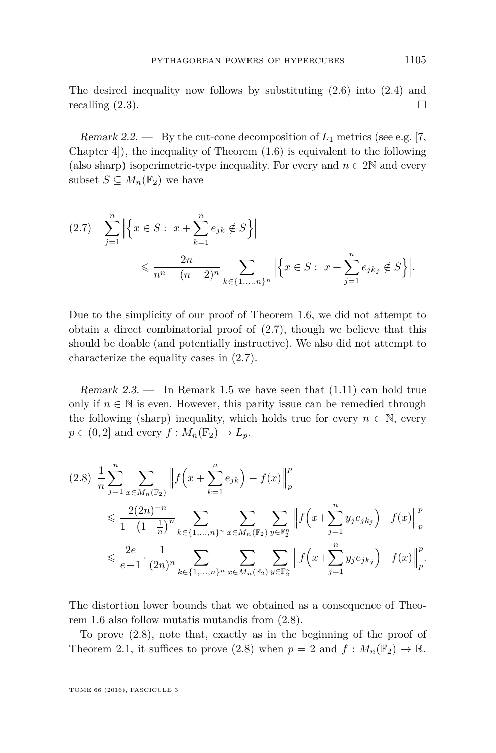The desired inequality now follows by substituting (2.6) into (2.4) and recalling (2.3). □

*Remark 2.2.* — By the cut-cone decomposition of $L_1$ metrics (see e.g. [7, Chapter 4]), the inequality of Theorem (1.6) is equivalent to the following (also sharp) isoperimetric-type inequality. For every and $n \in 2\mathbb{N}$ and every subset $S \subseteq M_n(\mathbb{F}_2)$ we have

$$
(2.7) \quad \sum_{j=1}^{n} \Big| \Big\{ x \in S : \ x + \sum_{k=1}^{n} e_{jk} \notin S \Big\} \Big| \\
\leqslant \frac{2n}{n^n - (n-2)^n} \sum_{k \in \{1,\ldots,n\}^n} \Big| \Big\{ x \in S : \ x + \sum_{j=1}^{n} e_{jk_j} \notin S \Big\} \Big|.
$$

Due to the simplicity of our proof of Theorem 1.6, we did not attempt to obtain a direct combinatorial proof of (2.7), though we believe that this should be doable (and potentially instructive). We also did not attempt to characterize the equality cases in (2.7).

*Remark 2.3.* — In Remark 1.5 we have seen that (1.11) can hold true only if $n \in \mathbb{N}$ is even. However, this parity issue can be remedied through the following (sharp) inequality, which holds true for every $n \in \mathbb{N}$, every $p \in (0, 2]$ and every $f : M_n(\mathbb{F}_2) \to L_p$.

$$
(2.8) \quad \frac{1}{n} \sum_{j=1}^{n} \sum_{x \in M_n(\mathbb{F}_2)} \Big\| f\Big(x + \sum_{k=1}^{n} e_{jk}\Big) - f(x) \Big\|_p^p \\
\leqslant \frac{2(2n)^{-n}}{1 - \left(1 - \frac{1}{n}\right)^n} \sum_{k \in \{1,\ldots,n\}^n} \sum_{x \in M_n(\mathbb{F}_2)} \sum_{y \in \mathbb{F}_2^n} \Big\| f\Big(x + \sum_{j=1}^{n} y_j e_{jk_j}\Big) - f(x) \Big\|_p^p \\
\leqslant \frac{2e}{e-1} \cdot \frac{1}{(2n)^n} \sum_{k \in \{1,\ldots,n\}^n} \sum_{x \in M_n(\mathbb{F}_2)} \sum_{y \in \mathbb{F}_2^n} \Big\| f\Big(x + \sum_{j=1}^{n} y_j e_{jk_j}\Big) - f(x) \Big\|_p^p.
$$

The distortion lower bounds that we obtained as a consequence of Theorem 1.6 also follow mutatis mutandis from (2.8).

To prove (2.8), note that, exactly as in the beginning of the proof of Theorem 2.1, it suffices to prove (2.8) when $p = 2$ and $f : M_n(\mathbb{F}_2) \to \mathbb{R}$.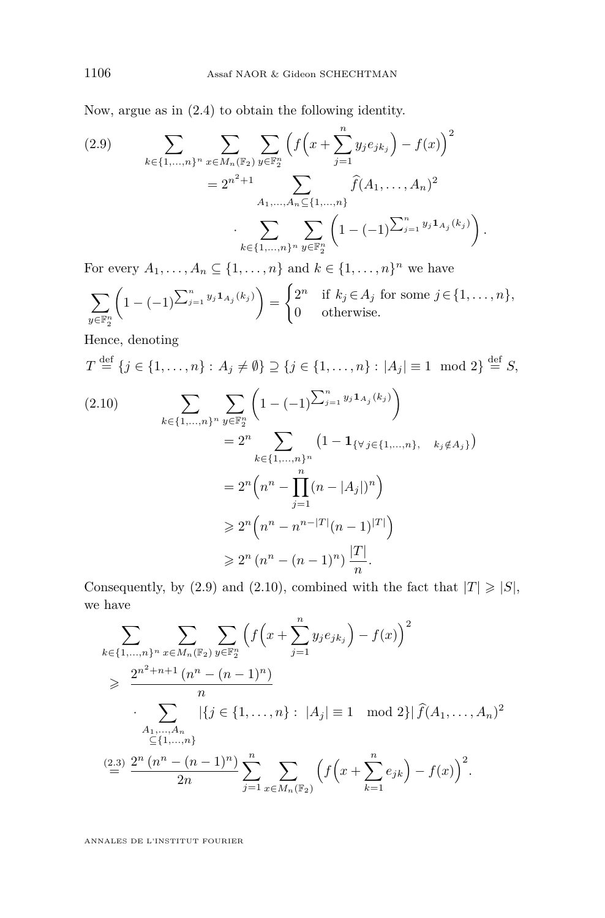Now, argue as in (2.4) to obtain the following identity.

$$\sum_{k\in\{1,\dots,n\}^n}\sum_{x\in M_n(\mathbb{F}_2)}\sum_{y\in\mathbb{F}_2^n}\Big(f\Big(x+\sum_{j=1}^n y_j e_{jk_j}\Big)-f(x)\Big)^2 \tag{2.9}$$
$$=2^{n^2+1}\sum_{A_1,\dots,A_n\subseteq\{1,\dots,n\}}\widehat{f}(A_1,\dots,A_n)^2$$
$$\cdot\sum_{k\in\{1,\dots,n\}^n}\sum_{y\in\mathbb{F}_2^n}\Big(1-(-1)^{\sum_{j=1}^n y_j\mathbf{1}_{A_j}(k_j)}\Big).$$

For every $A_1,\dots,A_n\subseteq\{1,\dots,n\}$ and $k\in\{1,\dots,n\}^n$ we have

$$\sum_{y\in\mathbb{F}_2^n}\Big(1-(-1)^{\sum_{j=1}^n y_j\mathbf{1}_{A_j}(k_j)}\Big)=\begin{cases}2^n & \text{if } k_j\in A_j \text{ for some } j\in\{1,\dots,n\},\\ 0 & \text{otherwise.}\end{cases}$$

Hence, denoting

$$T\stackrel{\mathrm{def}}{=}\{j\in\{1,\dots,n\}:\ A_j\neq\emptyset\}\supseteq\{j\in\{1,\dots,n\}:\ |A_j|\equiv 1 \mod 2\}\stackrel{\mathrm{def}}{=}S,$$

$$\sum_{k\in\{1,\dots,n\}^n}\sum_{y\in\mathbb{F}_2^n}\Big(1-(-1)^{\sum_{j=1}^n y_j\mathbf{1}_{A_j}(k_j)}\Big) \tag{2.10}$$
$$=2^n\sum_{k\in\{1,\dots,n\}^n}\big(1-\mathbf{1}_{\{\forall\, j\in\{1,\dots,n\},\quad k_j\notin A_j\}}\big)$$
$$=2^n\Big(n^n-\prod_{j=1}^n(n-|A_j|)^n\Big)$$
$$\geqslant 2^n\Big(n^n-n^{n-|T|}(n-1)^{|T|}\Big)$$
$$\geqslant 2^n\left(n^n-(n-1)^n\right)\frac{|T|}{n}.$$

Consequently, by (2.9) and (2.10), combined with the fact that $|T|\geqslant|S|$, we have

$$\sum_{k\in\{1,\dots,n\}^n}\sum_{x\in M_n(\mathbb{F}_2)}\sum_{y\in\mathbb{F}_2^n}\Big(f\Big(x+\sum_{j=1}^n y_j e_{jk_j}\Big)-f(x)\Big)^2$$
$$\geqslant\ \frac{2^{n^2+n+1}\left(n^n-(n-1)^n\right)}{n}$$
$$\cdot\sum_{\substack{A_1,\dots,A_n\\ \subseteq\{1,\dots,n\}}}|\{j\in\{1,\dots,n\}:\ |A_j|\equiv 1\mod 2\}|\,\widehat{f}(A_1,\dots,A_n)^2$$
$$\stackrel{(2.3)}{=}\frac{2^n\left(n^n-(n-1)^n\right)}{2n}\sum_{j=1}^n\sum_{x\in M_n(\mathbb{F}_2)}\Big(f\Big(x+\sum_{k=1}^n e_{jk}\Big)-f(x)\Big)^2.$$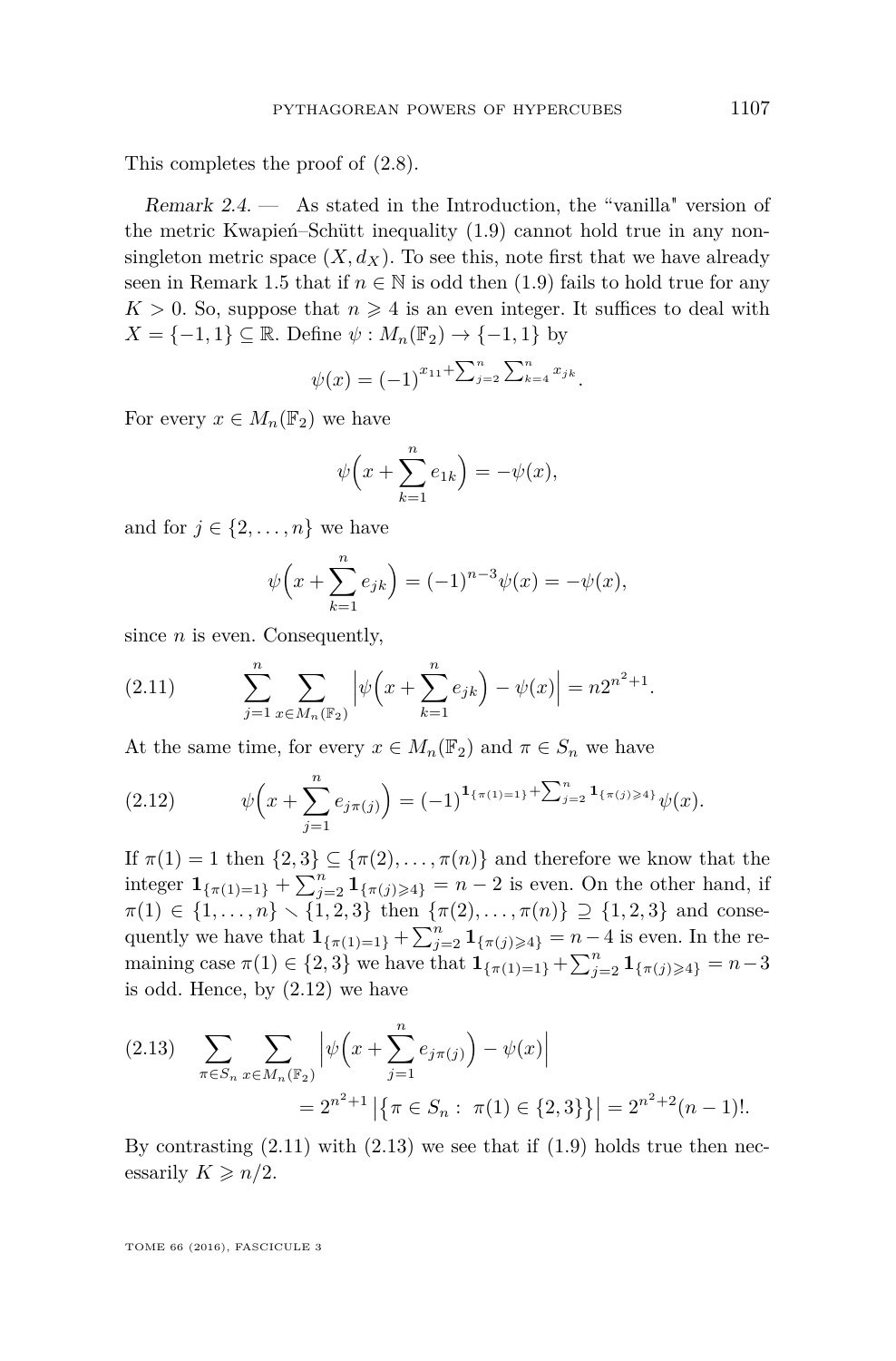This completes the proof of (2.8).

*Remark 2.4.* — As stated in the Introduction, the "vanilla" version of the metric Kwapień–Schütt inequality (1.9) cannot hold true in any non-singleton metric space $(X, d_X)$. To see this, note first that we have already seen in Remark 1.5 that if $n \in \mathbb{N}$ is odd then (1.9) fails to hold true for any $K > 0$. So, suppose that $n \geqslant 4$ is an even integer. It suffices to deal with $X = \{-1, 1\} \subseteq \mathbb{R}$. Define $\psi : M_n(\mathbb{F}_2) \to \{-1, 1\}$ by

$$\psi(x) = (-1)^{x_{11} + \sum_{j=2}^{n} \sum_{k=4}^{n} x_{jk}}.$$

For every $x \in M_n(\mathbb{F}_2)$ we have

$$\psi\Big(x + \sum_{k=1}^{n} e_{1k}\Big) = -\psi(x),$$

and for $j \in \{2, \ldots, n\}$ we have

$$\psi\Big(x + \sum_{k=1}^{n} e_{jk}\Big) = (-1)^{n-3}\psi(x) = -\psi(x),$$

since $n$ is even. Consequently,

$$\sum_{j=1}^{n} \sum_{x \in M_n(\mathbb{F}_2)} \Big|\psi\Big(x + \sum_{k=1}^{n} e_{jk}\Big) - \psi(x)\Big| = n2^{n^2+1}. \tag{2.11}$$

At the same time, for every $x \in M_n(\mathbb{F}_2)$ and $\pi \in S_n$ we have

$$\psi\Big(x + \sum_{j=1}^{n} e_{j\pi(j)}\Big) = (-1)^{\mathbf{1}_{\{\pi(1)=1\}} + \sum_{j=2}^{n} \mathbf{1}_{\{\pi(j) \geqslant 4\}}}\psi(x). \tag{2.12}$$

If $\pi(1) = 1$ then $\{2, 3\} \subseteq \{\pi(2), \ldots, \pi(n)\}$ and therefore we know that the integer $\mathbf{1}_{\{\pi(1)=1\}} + \sum_{j=2}^{n} \mathbf{1}_{\{\pi(j) \geqslant 4\}} = n - 2$ is even. On the other hand, if $\pi(1) \in \{1, \ldots, n\} \smallsetminus \{1, 2, 3\}$ then $\{\pi(2), \ldots, \pi(n)\} \supseteq \{1, 2, 3\}$ and consequently we have that $\mathbf{1}_{\{\pi(1)=1\}} + \sum_{j=2}^{n} \mathbf{1}_{\{\pi(j) \geqslant 4\}} = n - 4$ is even. In the remaining case $\pi(1) \in \{2, 3\}$ we have that $\mathbf{1}_{\{\pi(1)=1\}} + \sum_{j=2}^{n} \mathbf{1}_{\{\pi(j) \geqslant 4\}} = n - 3$ is odd. Hence, by (2.12) we have

$$\begin{aligned} \sum_{\pi \in S_n} \sum_{x \in M_n(\mathbb{F}_2)} \Big|\psi\Big(x + \sum_{j=1}^{n} e_{j\pi(j)}\Big) - \psi(x)\Big| \\ = 2^{n^2+1} \left|\{\pi \in S_n : \ \pi(1) \in \{2, 3\}\}\right| = 2^{n^2+2}(n-1)!. \end{aligned} \tag{2.13}$$

By contrasting (2.11) with (2.13) we see that if (1.9) holds true then necessarily $K \geqslant n/2$.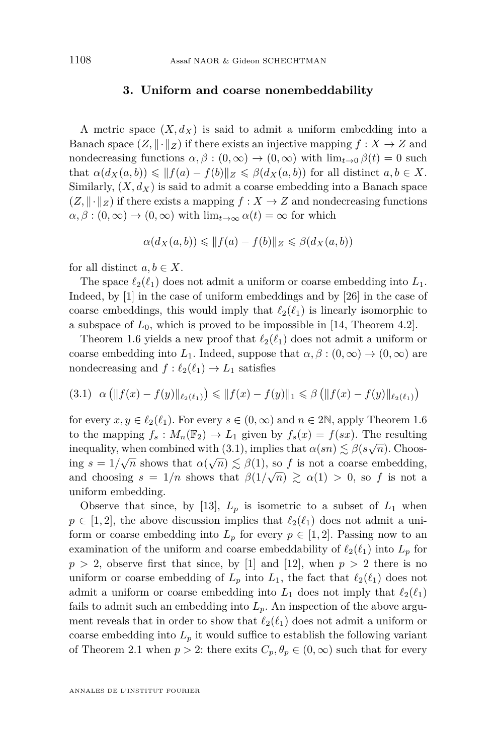## 3. Uniform and coarse nonembeddability

A metric space $(X, d_X)$ is said to admit a uniform embedding into a Banach space $(Z, \|\cdot\|_Z)$ if there exists an injective mapping $f : X \to Z$ and nondecreasing functions $\alpha, \beta : (0,\infty) \to (0,\infty)$ with $\lim_{t\to 0} \beta(t) = 0$ such that $\alpha(d_X(a,b)) \leqslant \|f(a) - f(b)\|_Z \leqslant \beta(d_X(a,b))$ for all distinct $a, b \in X$. Similarly, $(X, d_X)$ is said to admit a coarse embedding into a Banach space $(Z, \|\cdot\|_Z)$ if there exists a mapping $f : X \to Z$ and nondecreasing functions $\alpha, \beta : (0,\infty) \to (0,\infty)$ with $\lim_{t\to\infty} \alpha(t) = \infty$ for which

$$\alpha(d_X(a,b)) \leqslant \|f(a) - f(b)\|_Z \leqslant \beta(d_X(a,b))$$

for all distinct $a, b \in X$.

The space $\ell_2(\ell_1)$ does not admit a uniform or coarse embedding into $L_1$. Indeed, by [1] in the case of uniform embeddings and by [26] in the case of coarse embeddings, this would imply that $\ell_2(\ell_1)$ is linearly isomorphic to a subspace of $L_0$, which is proved to be impossible in [14, Theorem 4.2].

Theorem 1.6 yields a new proof that $\ell_2(\ell_1)$ does not admit a uniform or coarse embedding into $L_1$. Indeed, suppose that $\alpha, \beta : (0,\infty) \to (0,\infty)$ are nondecreasing and $f : \ell_2(\ell_1) \to L_1$ satisfies

$$\alpha\left(\|f(x) - f(y)\|_{\ell_2(\ell_1)}\right) \leqslant \|f(x) - f(y)\|_1 \leqslant \beta\left(\|f(x) - f(y)\|_{\ell_2(\ell_1)}\right) \tag{3.1}$$

for every $x, y \in \ell_2(\ell_1)$. For every $s \in (0,\infty)$ and $n \in 2\mathbb{N}$, apply Theorem 1.6 to the mapping $f_s : M_n(\mathbb{F}_2) \to L_1$ given by $f_s(x) = f(sx)$. The resulting inequality, when combined with (3.1), implies that $\alpha(sn) \lesssim \beta(s\sqrt{n})$. Choosing $s = 1/\sqrt{n}$ shows that $\alpha(\sqrt{n}) \lesssim \beta(1)$, so $f$ is not a coarse embedding, and choosing $s = 1/n$ shows that $\beta(1/\sqrt{n}) \gtrsim \alpha(1) > 0$, so $f$ is not a uniform embedding.

Observe that since, by [13], $L_p$ is isometric to a subset of $L_1$ when $p \in [1,2]$, the above discussion implies that $\ell_2(\ell_1)$ does not admit a uniform or coarse embedding into $L_p$ for every $p \in [1,2]$. Passing now to an examination of the uniform and coarse embeddability of $\ell_2(\ell_1)$ into $L_p$ for $p > 2$, observe first that since, by [1] and [12], when $p > 2$ there is no uniform or coarse embedding of $L_p$ into $L_1$, the fact that $\ell_2(\ell_1)$ does not admit a uniform or coarse embedding into $L_1$ does not imply that $\ell_2(\ell_1)$ fails to admit such an embedding into $L_p$. An inspection of the above argument reveals that in order to show that $\ell_2(\ell_1)$ does not admit a uniform or coarse embedding into $L_p$ it would suffice to establish the following variant of Theorem 2.1 when $p > 2$: there exits $C_p, \theta_p \in (0,\infty)$ such that for every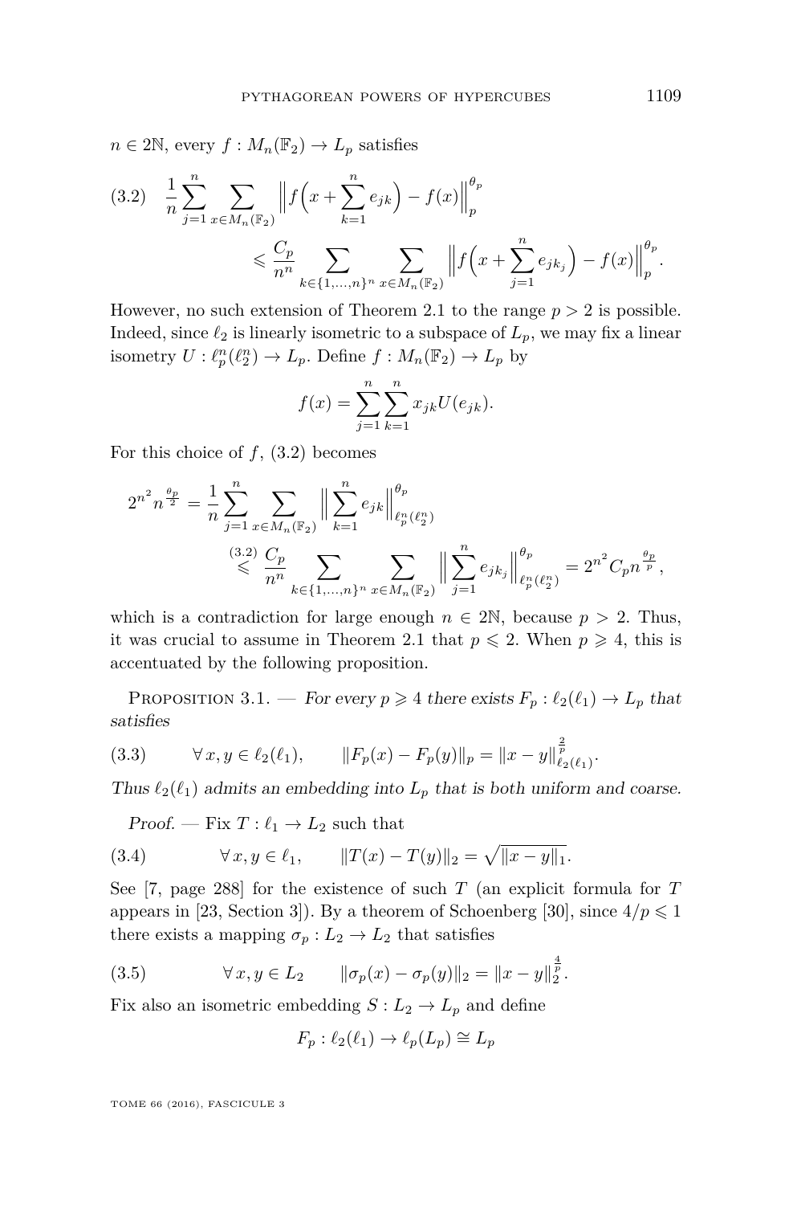$n \in 2\mathbb{N}$, every $f : M_n(\mathbb{F}_2) \to L_p$ satisfies

$$\begin{aligned}(3.2)\quad \frac{1}{n}\sum_{j=1}^{n}\sum_{x\in M_n(\mathbb{F}_2)}\Big\|f\Big(x+\sum_{k=1}^{n}e_{jk}\Big)-f(x)\Big\|_p^{\theta_p}\\ \leqslant \frac{C_p}{n^n}\sum_{k\in\{1,\ldots,n\}^n}\sum_{x\in M_n(\mathbb{F}_2)}\Big\|f\Big(x+\sum_{j=1}^{n}e_{jk_j}\Big)-f(x)\Big\|_p^{\theta_p}.\end{aligned}$$

However, no such extension of Theorem 2.1 to the range $p > 2$ is possible. Indeed, since $\ell_2$ is linearly isometric to a subspace of $L_p$, we may fix a linear isometry $U : \ell_p^n(\ell_2^n) \to L_p$. Define $f : M_n(\mathbb{F}_2) \to L_p$ by

$$f(x) = \sum_{j=1}^{n}\sum_{k=1}^{n} x_{jk}U(e_{jk}).$$

For this choice of $f$, (3.2) becomes

$$\begin{aligned}2^{n^2}n^{\frac{\theta_p}{2}} = \frac{1}{n}\sum_{j=1}^{n}\sum_{x\in M_n(\mathbb{F}_2)}\Big\|\sum_{k=1}^{n}e_{jk}\Big\|_{\ell_p^n(\ell_2^n)}^{\theta_p}\\ \overset{(3.2)}{\leqslant} \frac{C_p}{n^n}\sum_{k\in\{1,\ldots,n\}^n}\sum_{x\in M_n(\mathbb{F}_2)}\Big\|\sum_{j=1}^{n}e_{jk_j}\Big\|_{\ell_p^n(\ell_2^n)}^{\theta_p} = 2^{n^2}C_p n^{\frac{\theta_p}{p}},\end{aligned}$$

which is a contradiction for large enough $n \in 2\mathbb{N}$, because $p > 2$. Thus, it was crucial to assume in Theorem 2.1 that $p \leqslant 2$. When $p \geqslant 4$, this is accentuated by the following proposition.

**Proposition 3.1.** — *For every $p \geqslant 4$ there exists $F_p : \ell_2(\ell_1) \to L_p$ that satisfies*

$$(3.3)\qquad \forall\, x, y \in \ell_2(\ell_1), \qquad \|F_p(x) - F_p(y)\|_p = \|x - y\|_{\ell_2(\ell_1)}^{\frac{2}{p}}.$$

*Thus $\ell_2(\ell_1)$ admits an embedding into $L_p$ that is both uniform and coarse.*

*Proof.* — Fix $T : \ell_1 \to L_2$ such that

$$(3.4)\qquad \forall\, x, y \in \ell_1, \qquad \|T(x) - T(y)\|_2 = \sqrt{\|x - y\|_1}.$$

See [7, page 288] for the existence of such $T$ (an explicit formula for $T$ appears in [23, Section 3]). By a theorem of Schoenberg [30], since $4/p \leqslant 1$ there exists a mapping $\sigma_p : L_2 \to L_2$ that satisfies

$$(3.5)\qquad \forall\, x, y \in L_2 \qquad \|\sigma_p(x) - \sigma_p(y)\|_2 = \|x - y\|_2^{\frac{4}{p}}.$$

Fix also an isometric embedding $S : L_2 \to L_p$ and define

$$F_p : \ell_2(\ell_1) \to \ell_p(L_p) \cong L_p$$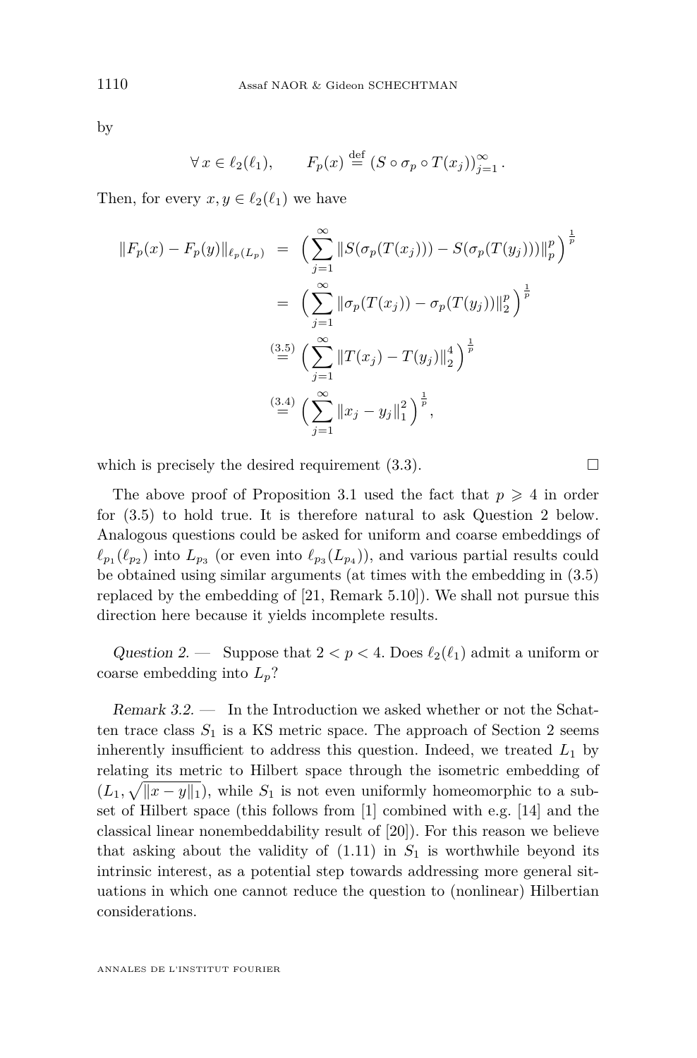by

$$\forall\, x \in \ell_2(\ell_1), \qquad F_p(x) \stackrel{\mathrm{def}}{=} \left(S \circ \sigma_p \circ T(x_j)\right)_{j=1}^{\infty}.$$

Then, for every $x, y \in \ell_2(\ell_1)$ we have

$$\begin{aligned}
\|F_p(x) - F_p(y)\|_{\ell_p(L_p)} &= \Big(\sum_{j=1}^{\infty} \|S(\sigma_p(T(x_j))) - S(\sigma_p(T(y_j)))\|_p^p\Big)^{\frac{1}{p}} \\
&= \Big(\sum_{j=1}^{\infty} \|\sigma_p(T(x_j)) - \sigma_p(T(y_j))\|_2^p\Big)^{\frac{1}{p}} \\
&\stackrel{(3.5)}{=} \Big(\sum_{j=1}^{\infty} \|T(x_j) - T(y_j)\|_2^4\Big)^{\frac{1}{p}} \\
&\stackrel{(3.4)}{=} \Big(\sum_{j=1}^{\infty} \|x_j - y_j\|_1^2\Big)^{\frac{1}{p}},
\end{aligned}$$

which is precisely the desired requirement (3.3). □

The above proof of Proposition 3.1 used the fact that $p \geqslant 4$ in order for (3.5) to hold true. It is therefore natural to ask Question 2 below. Analogous questions could be asked for uniform and coarse embeddings of $\ell_{p_1}(\ell_{p_2})$ into $L_{p_3}$ (or even into $\ell_{p_3}(L_{p_4})$), and various partial results could be obtained using similar arguments (at times with the embedding in (3.5) replaced by the embedding of [21, Remark 5.10]). We shall not pursue this direction here because it yields incomplete results.

*Question 2.* — Suppose that $2 < p < 4$. Does $\ell_2(\ell_1)$ admit a uniform or coarse embedding into $L_p$?

*Remark 3.2.* — In the Introduction we asked whether or not the Schatten trace class $S_1$ is a KS metric space. The approach of Section 2 seems inherently insufficient to address this question. Indeed, we treated $L_1$ by relating its metric to Hilbert space through the isometric embedding of $(L_1, \sqrt{\|x-y\|_1})$, while $S_1$ is not even uniformly homeomorphic to a subset of Hilbert space (this follows from [1] combined with e.g. [14] and the classical linear nonembeddability result of [20]). For this reason we believe that asking about the validity of (1.11) in $S_1$ is worthwhile beyond its intrinsic interest, as a potential step towards addressing more general situations in which one cannot reduce the question to (nonlinear) Hilbertian considerations.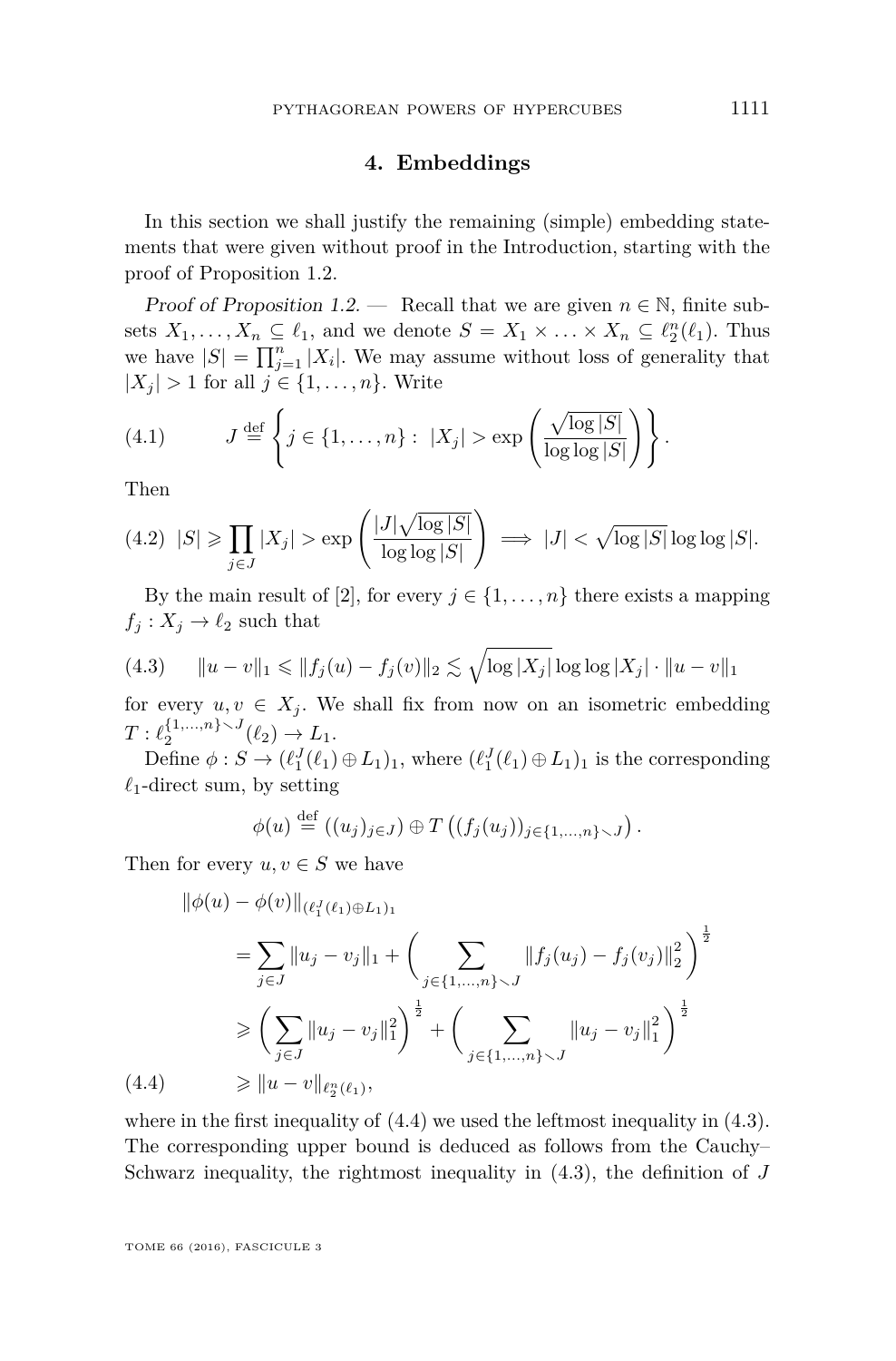## 4. Embeddings

In this section we shall justify the remaining (simple) embedding statements that were given without proof in the Introduction, starting with the proof of Proposition 1.2.

*Proof of Proposition 1.2.* — Recall that we are given $n \in \mathbb{N}$, finite subsets $X_1, \ldots, X_n \subseteq \ell_1$, and we denote $S = X_1 \times \ldots \times X_n \subseteq \ell_2^n(\ell_1)$. Thus we have $|S| = \prod_{j=1}^n |X_i|$. We may assume without loss of generality that $|X_j| > 1$ for all $j \in \{1, \ldots, n\}$. Write

$$J \stackrel{\text{def}}{=} \left\{ j \in \{1, \ldots, n\} : \ |X_j| > \exp\left( \frac{\sqrt{\log |S|}}{\log \log |S|} \right) \right\}. \tag{4.1}$$

Then

$$|S| \geqslant \prod_{j \in J} |X_j| > \exp\left( \frac{|J|\sqrt{\log |S|}}{\log \log |S|} \right) \implies |J| < \sqrt{\log |S|} \log \log |S|. \tag{4.2}$$

By the main result of [2], for every $j \in \{1, \ldots, n\}$ there exists a mapping $f_j : X_j \to \ell_2$ such that

$$\|u - v\|_1 \leqslant \|f_j(u) - f_j(v)\|_2 \lesssim \sqrt{\log |X_j|} \log \log |X_j| \cdot \|u - v\|_1 \tag{4.3}$$

for every $u, v \in X_j$. We shall fix from now on an isometric embedding $T : \ell_2^{\{1,\ldots,n\} \smallsetminus J}(\ell_2) \to L_1$.

Define $\phi : S \to (\ell_1^J(\ell_1) \oplus L_1)_1$, where $(\ell_1^J(\ell_1) \oplus L_1)_1$ is the corresponding $\ell_1$-direct sum, by setting

$$\phi(u) \stackrel{\text{def}}{=} ((u_j)_{j \in J}) \oplus T\left((f_j(u_j))_{j \in \{1,\ldots,n\} \smallsetminus J}\right).$$

Then for every $u, v \in S$ we have

$$\begin{aligned}
\|\phi(u) - \phi(v)\|_{(\ell_1^J(\ell_1) \oplus L_1)_1} &= \sum_{j \in J} \|u_j - v_j\|_1 + \left( \sum_{j \in \{1,\ldots,n\} \smallsetminus J} \|f_j(u_j) - f_j(v_j)\|_2^2 \right)^{\frac{1}{2}} \\
&\geqslant \left( \sum_{j \in J} \|u_j - v_j\|_1^2 \right)^{\frac{1}{2}} + \left( \sum_{j \in \{1,\ldots,n\} \smallsetminus J} \|u_j - v_j\|_1^2 \right)^{\frac{1}{2}} \\
&\geqslant \|u - v\|_{\ell_2^n(\ell_1)},
\end{aligned} \tag{4.4}$$

where in the first inequality of (4.4) we used the leftmost inequality in (4.3). The corresponding upper bound is deduced as follows from the Cauchy–Schwarz inequality, the rightmost inequality in (4.3), the definition of $J$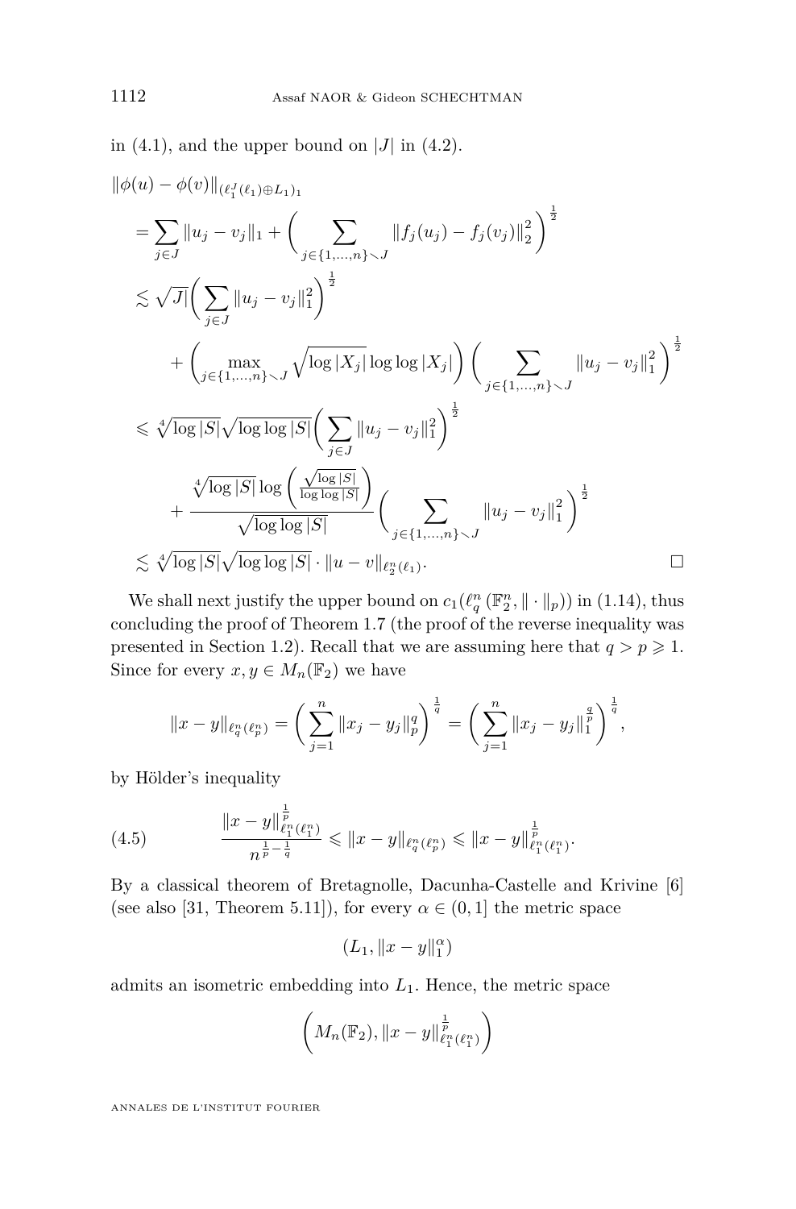in (4.1), and the upper bound on $|J|$ in (4.2).

$$
\begin{aligned}
&\|\phi(u)-\phi(v)\|_{(\ell_1^J(\ell_1)\oplus L_1)_1}\\
&\quad=\sum_{j\in J}\|u_j-v_j\|_1+\bigg(\sum_{j\in\{1,\dots,n\}\smallsetminus J}\|f_j(u_j)-f_j(v_j)\|_2^2\bigg)^{\frac12}\\
&\quad\lesssim\sqrt{J|}\bigg(\sum_{j\in J}\|u_j-v_j\|_1^2\bigg)^{\frac12}\\
&\qquad+\bigg(\max_{j\in\{1,\dots,n\}\smallsetminus J}\sqrt{\log|X_j|}\log\log|X_j|\bigg)\bigg(\sum_{j\in\{1,\dots,n\}\smallsetminus J}\|u_j-v_j\|_1^2\bigg)^{\frac12}\\
&\quad\leqslant\sqrt[4]{\log|S|}\sqrt{\log\log|S|}\bigg(\sum_{j\in J}\|u_j-v_j\|_1^2\bigg)^{\frac12}\\
&\qquad+\frac{\sqrt[4]{\log|S|}\log\left(\frac{\sqrt{\log|S|}}{\log\log|S|}\right)}{\sqrt{\log\log|S|}}\bigg(\sum_{j\in\{1,\dots,n\}\smallsetminus J}\|u_j-v_j\|_1^2\bigg)^{\frac12}\\
&\quad\lesssim\sqrt[4]{\log|S|}\sqrt{\log\log|S|}\cdot\|u-v\|_{\ell_2^n(\ell_1)}.
\end{aligned}
$$

□

We shall next justify the upper bound on $c_1(\ell_q^n(\mathbb{F}_2^n,\|\cdot\|_p))$ in (1.14), thus concluding the proof of Theorem 1.7 (the proof of the reverse inequality was presented in Section 1.2). Recall that we are assuming here that $q>p\geqslant 1$. Since for every $x,y\in M_n(\mathbb{F}_2)$ we have

$$
\|x-y\|_{\ell_q^n(\ell_p^n)}=\bigg(\sum_{j=1}^n\|x_j-y_j\|_p^q\bigg)^{\frac1q}=\bigg(\sum_{j=1}^n\|x_j-y_j\|_1^{\frac qp}\bigg)^{\frac1q},
$$

by Hölder's inequality

$$
\frac{\|x-y\|_{\ell_1^n(\ell_1^n)}^{\frac1p}}{n^{\frac1p-\frac1q}}\leqslant\|x-y\|_{\ell_q^n(\ell_p^n)}\leqslant\|x-y\|_{\ell_1^n(\ell_1^n)}^{\frac1p}. \tag{4.5}
$$

By a classical theorem of Bretagnolle, Dacunha-Castelle and Krivine [6] (see also [31, Theorem 5.11]), for every $\alpha\in(0,1]$ the metric space

$$
(L_1,\|x-y\|_1^\alpha)
$$

admits an isometric embedding into $L_1$. Hence, the metric space

$$
\left(M_n(\mathbb{F}_2),\|x-y\|_{\ell_1^n(\ell_1^n)}^{\frac1p}\right)
$$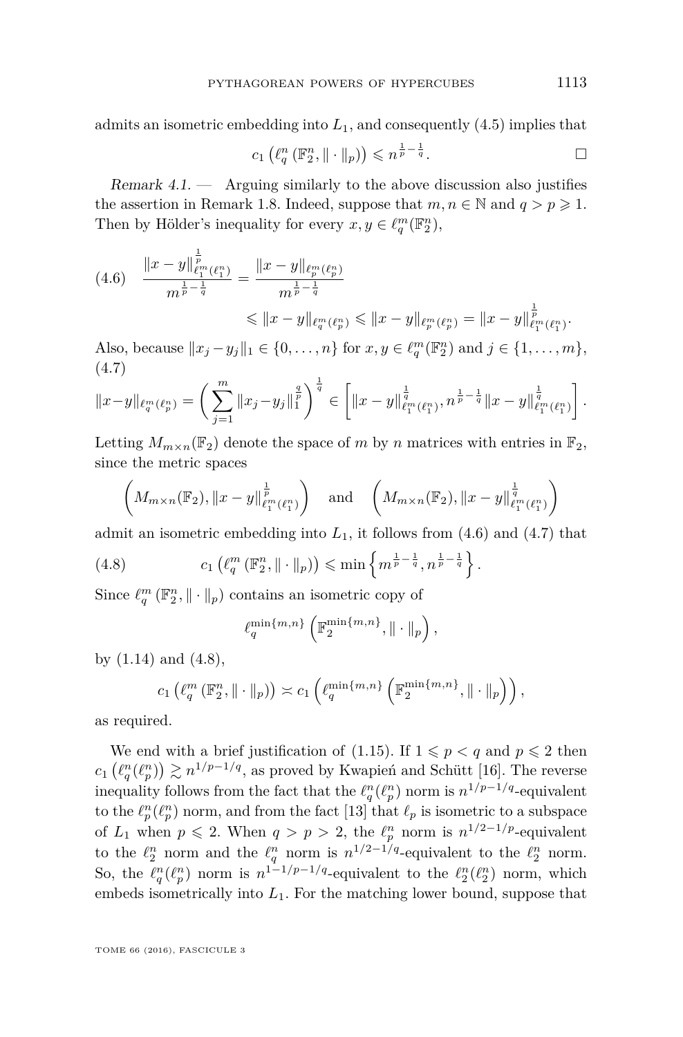admits an isometric embedding into $L_1$, and consequently (4.5) implies that

$$c_1\left(\ell_q^n\left(\mathbb{F}_2^n, \|\cdot\|_p\right)\right) \leqslant n^{\frac{1}{p}-\frac{1}{q}}. \qquad \square$$

*Remark 4.1.* — Arguing similarly to the above discussion also justifies the assertion in Remark 1.8. Indeed, suppose that $m,n\in\mathbb{N}$ and $q>p\geqslant 1$. Then by Hölder's inequality for every $x,y\in \ell_q^m(\mathbb{F}_2^n)$,

$$(4.6)\quad \frac{\|x-y\|_{\ell_1^m(\ell_1^n)}^{\frac{1}{p}}}{m^{\frac{1}{p}-\frac{1}{q}}} = \frac{\|x-y\|_{\ell_p^m(\ell_p^n)}}{m^{\frac{1}{p}-\frac{1}{q}}} \leqslant \|x-y\|_{\ell_q^m(\ell_p^n)} \leqslant \|x-y\|_{\ell_p^m(\ell_p^n)} = \|x-y\|_{\ell_1^m(\ell_1^n)}^{\frac{1}{p}}.$$

Also, because $\|x_j-y_j\|_1\in\{0,\dots,n\}$ for $x,y\in \ell_q^m(\mathbb{F}_2^n)$ and $j\in\{1,\dots,m\}$,
(4.7)

$$\|x-y\|_{\ell_q^m(\ell_p^n)} = \left(\sum_{j=1}^m \|x_j-y_j\|_1^{\frac{q}{p}}\right)^{\frac{1}{q}} \in \left[\|x-y\|_{\ell_1^m(\ell_1^n)}^{\frac{1}{q}}, n^{\frac{1}{p}-\frac{1}{q}}\|x-y\|_{\ell_1^m(\ell_1^n)}^{\frac{1}{q}}\right].$$

Letting $M_{m\times n}(\mathbb{F}_2)$ denote the space of $m$ by $n$ matrices with entries in $\mathbb{F}_2$, since the metric spaces

$$\left(M_{m\times n}(\mathbb{F}_2), \|x-y\|_{\ell_1^m(\ell_1^n)}^{\frac{1}{p}}\right) \quad \text{and} \quad \left(M_{m\times n}(\mathbb{F}_2), \|x-y\|_{\ell_1^m(\ell_1^n)}^{\frac{1}{q}}\right)$$

admit an isometric embedding into $L_1$, it follows from (4.6) and (4.7) that

$$(4.8)\qquad c_1\left(\ell_q^m\left(\mathbb{F}_2^n, \|\cdot\|_p\right)\right) \leqslant \min\left\{m^{\frac{1}{p}-\frac{1}{q}}, n^{\frac{1}{p}-\frac{1}{q}}\right\}.$$

Since $\ell_q^m\left(\mathbb{F}_2^n, \|\cdot\|_p\right)$ contains an isometric copy of

$$\ell_q^{\min\{m,n\}}\left(\mathbb{F}_2^{\min\{m,n\}}, \|\cdot\|_p\right),$$

by (1.14) and (4.8),

$$c_1\left(\ell_q^m\left(\mathbb{F}_2^n, \|\cdot\|_p\right)\right) \asymp c_1\left(\ell_q^{\min\{m,n\}}\left(\mathbb{F}_2^{\min\{m,n\}}, \|\cdot\|_p\right)\right),$$

as required.

We end with a brief justification of (1.15). If $1\leqslant p<q$ and $p\leqslant 2$ then $c_1\left(\ell_q^n(\ell_p^n)\right)\gtrsim n^{1/p-1/q}$, as proved by Kwapień and Schütt [16]. The reverse inequality follows from the fact that the $\ell_q^n(\ell_p^n)$ norm is $n^{1/p-1/q}$-equivalent to the $\ell_p^n(\ell_p^n)$ norm, and from the fact [13] that $\ell_p$ is isometric to a subspace of $L_1$ when $p\leqslant 2$. When $q>p>2$, the $\ell_p^n$ norm is $n^{1/2-1/p}$-equivalent to the $\ell_2^n$ norm and the $\ell_q^n$ norm is $n^{1/2-1/q}$-equivalent to the $\ell_2^n$ norm. So, the $\ell_q^n(\ell_p^n)$ norm is $n^{1-1/p-1/q}$-equivalent to the $\ell_2^n(\ell_2^n)$ norm, which embeds isometrically into $L_1$. For the matching lower bound, suppose that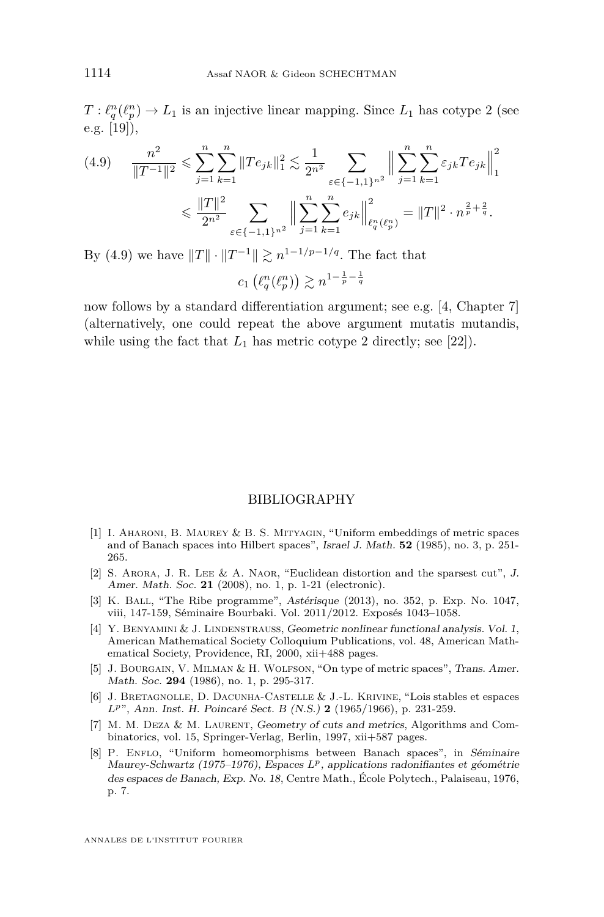$T : \ell_q^n(\ell_p^n) \to L_1$ is an injective linear mapping. Since $L_1$ has cotype 2 (see e.g. [19]),

$$\begin{aligned}
(4.9) \qquad \frac{n^2}{\|T^{-1}\|^2} &\leqslant \sum_{j=1}^{n}\sum_{k=1}^{n} \|Te_{jk}\|_1^2 \lesssim \frac{1}{2^{n^2}} \sum_{\varepsilon\in\{-1,1\}^{n^2}} \Big\| \sum_{j=1}^{n}\sum_{k=1}^{n} \varepsilon_{jk} Te_{jk} \Big\|_1^2 \\
&\leqslant \frac{\|T\|^2}{2^{n^2}} \sum_{\varepsilon\in\{-1,1\}^{n^2}} \Big\| \sum_{j=1}^{n}\sum_{k=1}^{n} e_{jk} \Big\|_{\ell_q^n(\ell_p^n)}^2 = \|T\|^2 \cdot n^{\frac{2}{p}+\frac{2}{q}}.
\end{aligned}$$

By (4.9) we have $\|T\| \cdot \|T^{-1}\| \gtrsim n^{1-1/p-1/q}$. The fact that

$$c_1\left(\ell_q^n(\ell_p^n)\right) \gtrsim n^{1-\frac{1}{p}-\frac{1}{q}}$$

now follows by a standard differentiation argument; see e.g. [4, Chapter 7] (alternatively, one could repeat the above argument mutatis mutandis, while using the fact that $L_1$ has metric cotype 2 directly; see [22]).

## BIBLIOGRAPHY

[1] I. Aharoni, B. Maurey & B. S. Mityagin, "Uniform embeddings of metric spaces and of Banach spaces into Hilbert spaces", *Israel J. Math.* **52** (1985), no. 3, p. 251-265.

[2] S. Arora, J. R. Lee & A. Naor, "Euclidean distortion and the sparsest cut", *J. Amer. Math. Soc.* **21** (2008), no. 1, p. 1-21 (electronic).

[3] K. Ball, "The Ribe programme", *Astérisque* (2013), no. 352, p. Exp. No. 1047, viii, 147-159, Séminaire Bourbaki. Vol. 2011/2012. Exposés 1043–1058.

[4] Y. Benyamini & J. Lindenstrauss, *Geometric nonlinear functional analysis. Vol. 1*, American Mathematical Society Colloquium Publications, vol. 48, American Mathematical Society, Providence, RI, 2000, xii+488 pages.

[5] J. Bourgain, V. Milman & H. Wolfson, "On type of metric spaces", *Trans. Amer. Math. Soc.* **294** (1986), no. 1, p. 295-317.

[6] J. Bretagnolle, D. Dacunha-Castelle & J.-L. Krivine, "Lois stables et espaces $L^p$", *Ann. Inst. H. Poincaré Sect. B (N.S.)* **2** (1965/1966), p. 231-259.

[7] M. M. Deza & M. Laurent, *Geometry of cuts and metrics*, Algorithms and Combinatorics, vol. 15, Springer-Verlag, Berlin, 1997, xii+587 pages.

[8] P. Enflo, "Uniform homeomorphisms between Banach spaces", in *Séminaire Maurey-Schwartz (1975–1976), Espaces $L^p$, applications radonifiantes et géométrie des espaces de Banach, Exp. No. 18*, Centre Math., École Polytech., Palaiseau, 1976, p. 7.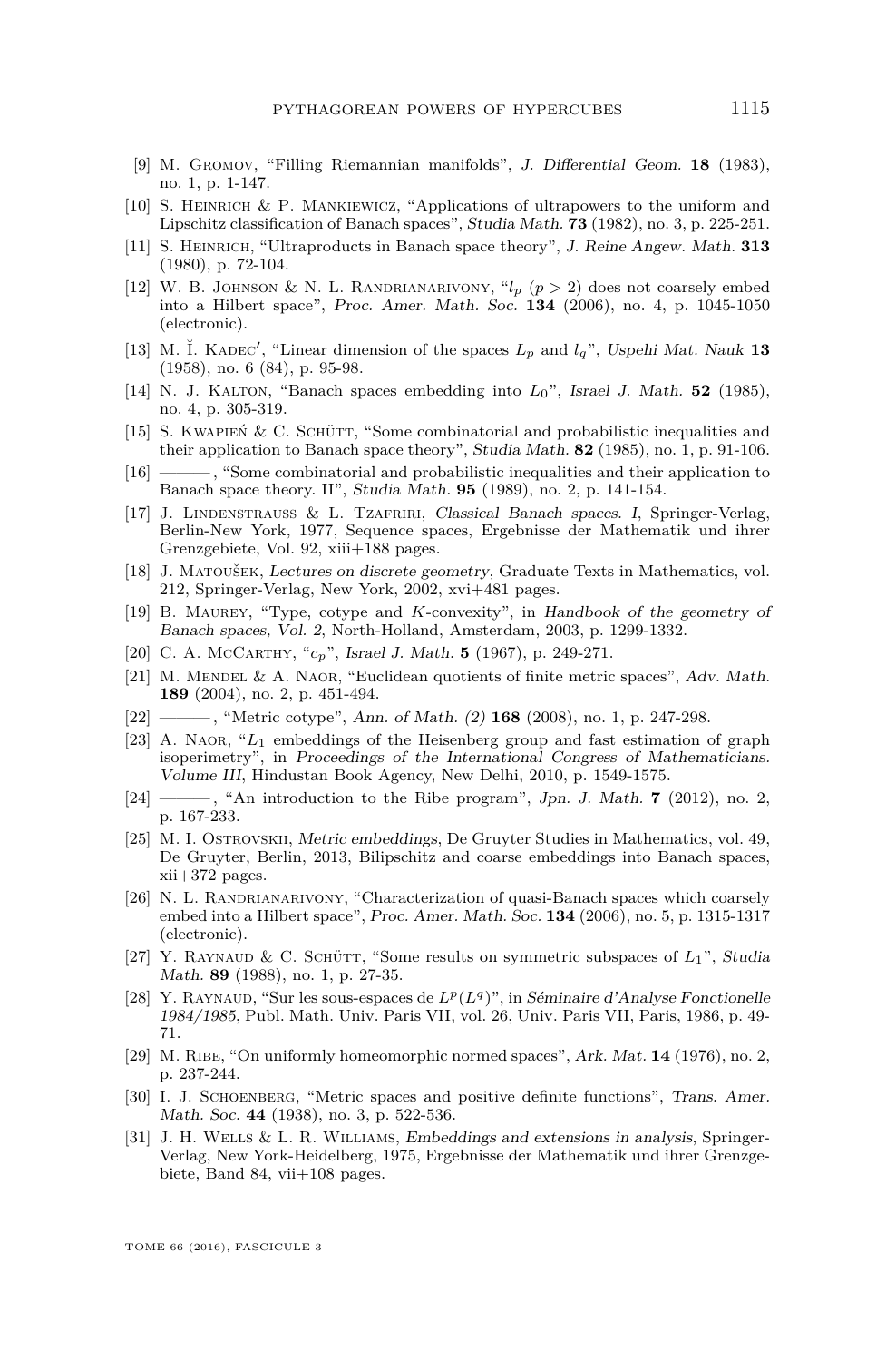[9] M. Gromov, "Filling Riemannian manifolds", *J. Differential Geom.* **18** (1983), no. 1, p. 1-147.

[10] S. Heinrich & P. Mankiewicz, "Applications of ultrapowers to the uniform and Lipschitz classification of Banach spaces", *Studia Math.* **73** (1982), no. 3, p. 225-251.

[11] S. Heinrich, "Ultraproducts in Banach space theory", *J. Reine Angew. Math.* **313** (1980), p. 72-104.

[12] W. B. Johnson & N. L. Randrianarivony, "$l_p$ ($p > 2$) does not coarsely embed into a Hilbert space", *Proc. Amer. Math. Soc.* **134** (2006), no. 4, p. 1045-1050 (electronic).

[13] M. Ĭ. Kadec′, "Linear dimension of the spaces $L_p$ and $l_q$", *Uspehi Mat. Nauk* **13** (1958), no. 6 (84), p. 95-98.

[14] N. J. Kalton, "Banach spaces embedding into $L_0$", *Israel J. Math.* **52** (1985), no. 4, p. 305-319.

[15] S. Kwapień & C. Schütt, "Some combinatorial and probabilistic inequalities and their application to Banach space theory", *Studia Math.* **82** (1985), no. 1, p. 91-106.

[16] ———, "Some combinatorial and probabilistic inequalities and their application to Banach space theory. II", *Studia Math.* **95** (1989), no. 2, p. 141-154.

[17] J. Lindenstrauss & L. Tzafriri, *Classical Banach spaces. I*, Springer-Verlag, Berlin-New York, 1977, Sequence spaces, Ergebnisse der Mathematik und ihrer Grenzgebiete, Vol. 92, xiii+188 pages.

[18] J. Matoušek, *Lectures on discrete geometry*, Graduate Texts in Mathematics, vol. 212, Springer-Verlag, New York, 2002, xvi+481 pages.

[19] B. Maurey, "Type, cotype and $K$-convexity", in *Handbook of the geometry of Banach spaces, Vol. 2*, North-Holland, Amsterdam, 2003, p. 1299-1332.

[20] C. A. McCarthy, "$c_p$", *Israel J. Math.* **5** (1967), p. 249-271.

[21] M. Mendel & A. Naor, "Euclidean quotients of finite metric spaces", *Adv. Math.* **189** (2004), no. 2, p. 451-494.

[22] ———, "Metric cotype", *Ann. of Math. (2)* **168** (2008), no. 1, p. 247-298.

[23] A. Naor, "$L_1$ embeddings of the Heisenberg group and fast estimation of graph isoperimetry", in *Proceedings of the International Congress of Mathematicians. Volume III*, Hindustan Book Agency, New Delhi, 2010, p. 1549-1575.

[24] ———, "An introduction to the Ribe program", *Jpn. J. Math.* **7** (2012), no. 2, p. 167-233.

[25] M. I. Ostrovskii, *Metric embeddings*, De Gruyter Studies in Mathematics, vol. 49, De Gruyter, Berlin, 2013, Bilipschitz and coarse embeddings into Banach spaces, xii+372 pages.

[26] N. L. Randrianarivony, "Characterization of quasi-Banach spaces which coarsely embed into a Hilbert space", *Proc. Amer. Math. Soc.* **134** (2006), no. 5, p. 1315-1317 (electronic).

[27] Y. Raynaud & C. Schütt, "Some results on symmetric subspaces of $L_1$", *Studia Math.* **89** (1988), no. 1, p. 27-35.

[28] Y. Raynaud, "Sur les sous-espaces de $L^p(L^q)$", in *Séminaire d'Analyse Fonctionelle 1984/1985*, Publ. Math. Univ. Paris VII, vol. 26, Univ. Paris VII, Paris, 1986, p. 49-71.

[29] M. Ribe, "On uniformly homeomorphic normed spaces", *Ark. Mat.* **14** (1976), no. 2, p. 237-244.

[30] I. J. Schoenberg, "Metric spaces and positive definite functions", *Trans. Amer. Math. Soc.* **44** (1938), no. 3, p. 522-536.

[31] J. H. Wells & L. R. Williams, *Embeddings and extensions in analysis*, Springer-Verlag, New York-Heidelberg, 1975, Ergebnisse der Mathematik und ihrer Grenzgebiete, Band 84, vii+108 pages.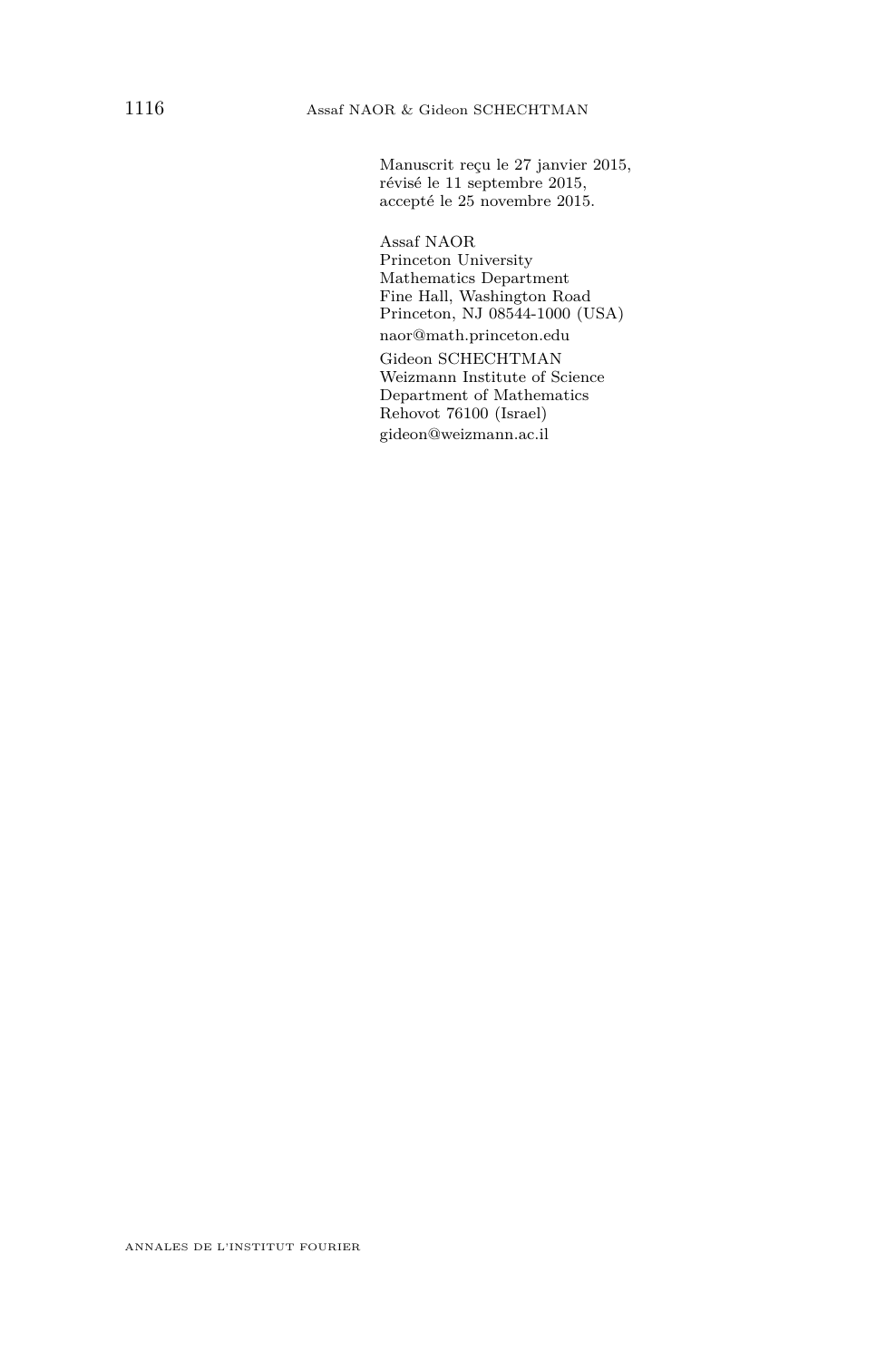Manuscrit reçu le 27 janvier 2015,
révisé le 11 septembre 2015,
accepté le 25 novembre 2015.

Assaf NAOR
Princeton University
Mathematics Department
Fine Hall, Washington Road
Princeton, NJ 08544-1000 (USA)
naor@math.princeton.edu

Gideon SCHECHTMAN
Weizmann Institute of Science
Department of Mathematics
Rehovot 76100 (Israel)
gideon@weizmann.ac.il